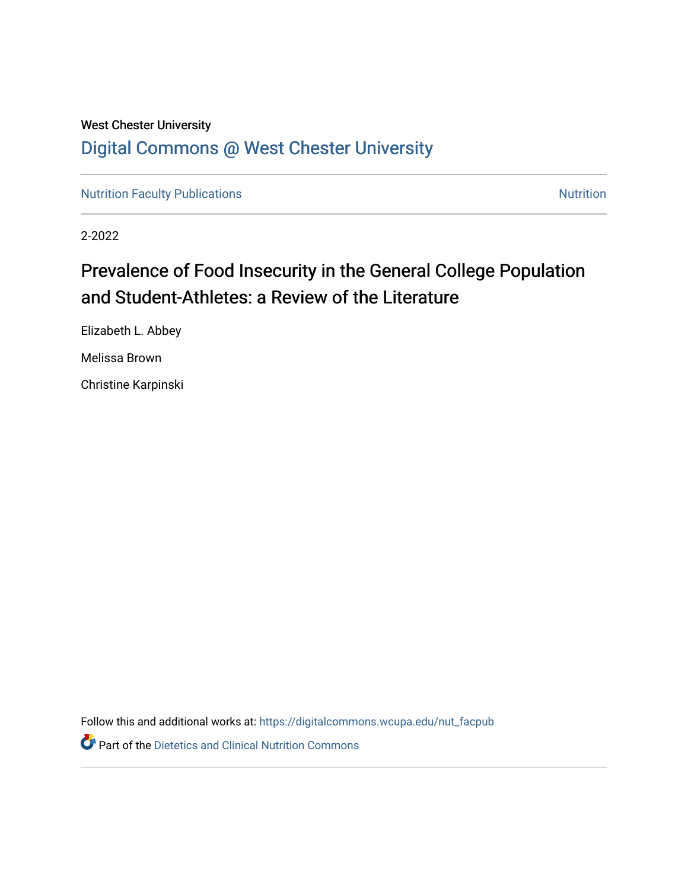West Chester University

# Digital Commons @ West Chester University

Nutrition Faculty Publications | Nutrition

2-2022

## Prevalence of Food Insecurity in the General College Population and Student-Athletes: a Review of the Literature

Elizabeth L. Abbey

Melissa Brown

Christine Karpinski

Follow this and additional works at: https://digitalcommons.wcupa.edu/nut_facpub

Part of the Dietetics and Clinical Nutrition Commons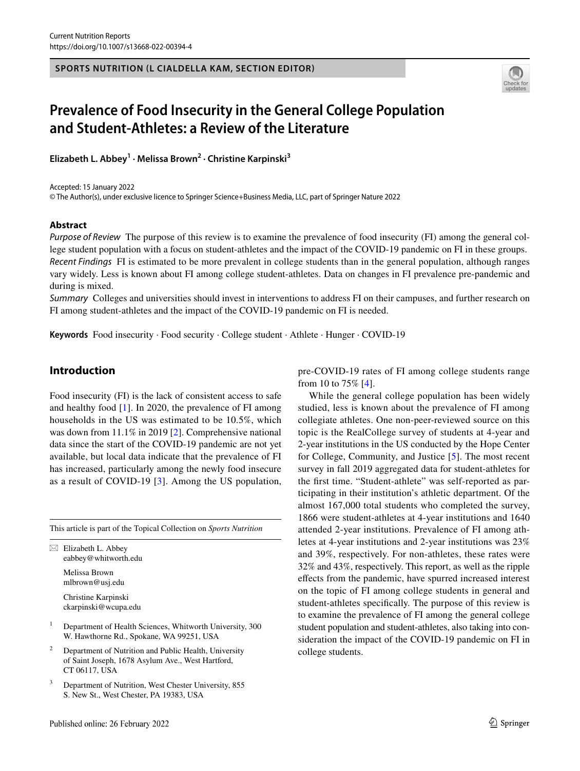SPORTS NUTRITION (L CIALDELLA KAM, SECTION EDITOR)

# Prevalence of Food Insecurity in the General College Population and Student-Athletes: a Review of the Literature

**Elizabeth L. Abbey[1] · Melissa Brown[2] · Christine Karpinski[3]**

Accepted: 15 January 2022
© The Author(s), under exclusive licence to Springer Science+Business Media, LLC, part of Springer Nature 2022

## Abstract

*Purpose of Review* The purpose of this review is to examine the prevalence of food insecurity (FI) among the general college student population with a focus on student-athletes and the impact of the COVID-19 pandemic on FI in these groups.

*Recent Findings* FI is estimated to be more prevalent in college students than in the general population, although ranges vary widely. Less is known about FI among college student-athletes. Data on changes in FI prevalence pre-pandemic and during is mixed.

*Summary* Colleges and universities should invest in interventions to address FI on their campuses, and further research on FI among student-athletes and the impact of the COVID-19 pandemic on FI is needed.

**Keywords** Food insecurity · Food security · College student · Athlete · Hunger · COVID-19

## Introduction

Food insecurity (FI) is the lack of consistent access to safe and healthy food [1]. In 2020, the prevalence of FI among households in the US was estimated to be 10.5%, which was down from 11.1% in 2019 [2]. Comprehensive national data since the start of the COVID-19 pandemic are not yet available, but local data indicate that the prevalence of FI has increased, particularly among the newly food insecure as a result of COVID-19 [3]. Among the US population, pre-COVID-19 rates of FI among college students range from 10 to 75% [4].

While the general college population has been widely studied, less is known about the prevalence of FI among collegiate athletes. One non-peer-reviewed source on this topic is the RealCollege survey of students at 4-year and 2-year institutions in the US conducted by the Hope Center for College, Community, and Justice [5]. The most recent survey in fall 2019 aggregated data for student-athletes for the first time. "Student-athlete" was self-reported as participating in their institution's athletic department. Of the almost 167,000 total students who completed the survey, 1866 were student-athletes at 4-year institutions and 1640 attended 2-year institutions. Prevalence of FI among athletes at 4-year institutions and 2-year institutions was 23% and 39%, respectively. For non-athletes, these rates were 32% and 43%, respectively. This report, as well as the ripple effects from the pandemic, have spurred increased interest on the topic of FI among college students in general and student-athletes specifically. The purpose of this review is to examine the prevalence of FI among the general college student population and student-athletes, also taking into consideration the impact of the COVID-19 pandemic on FI in college students.

---

This article is part of the Topical Collection on *Sports Nutrition*

✉ Elizabeth L. Abbey
eabbey@whitworth.edu

Melissa Brown
mlbrown@usj.edu

Christine Karpinski
ckarpinski@wcupa.edu

[1] Department of Health Sciences, Whitworth University, 300 W. Hawthorne Rd., Spokane, WA 99251, USA

[2] Department of Nutrition and Public Health, University of Saint Joseph, 1678 Asylum Ave., West Hartford, CT 06117, USA

[3] Department of Nutrition, West Chester University, 855 S. New St., West Chester, PA 19383, USA

Published online: 26 February 2022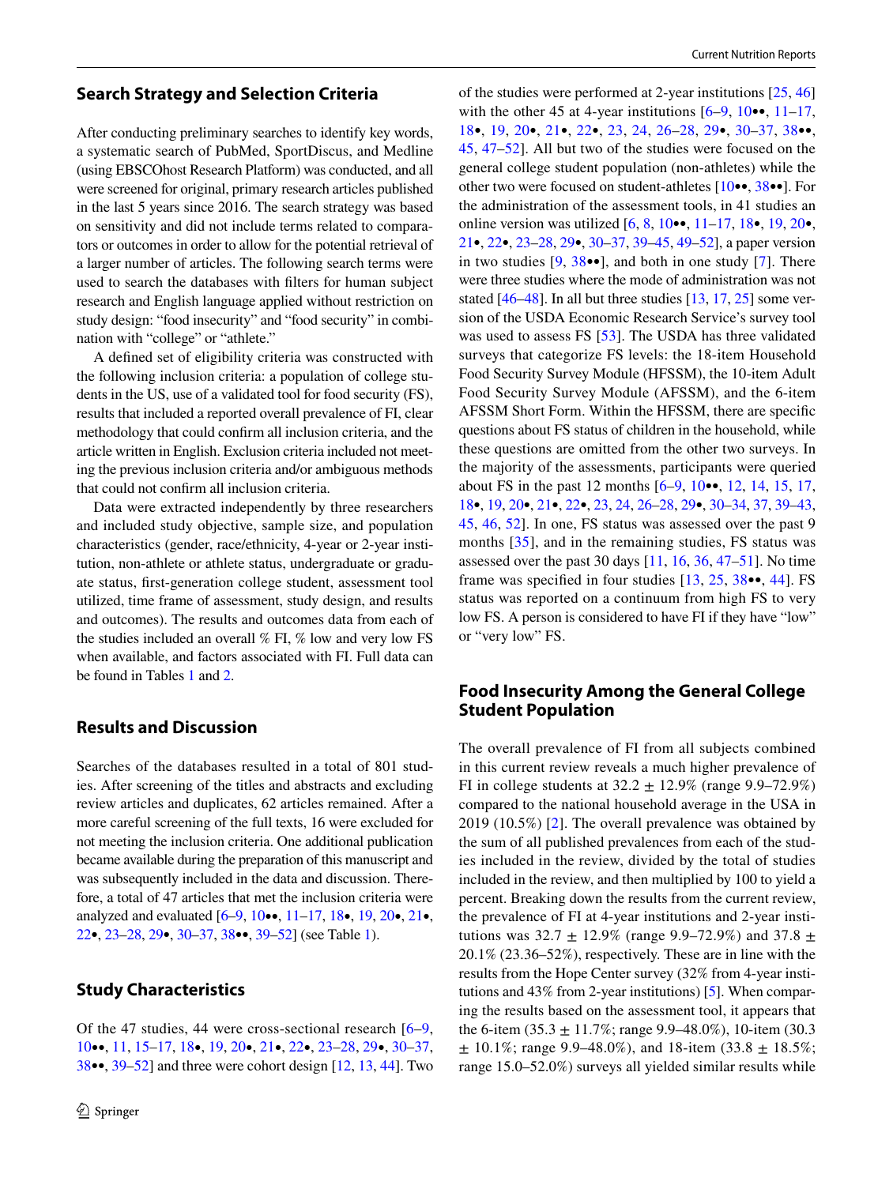## Search Strategy and Selection Criteria

After conducting preliminary searches to identify key words, a systematic search of PubMed, SportDiscus, and Medline (using EBSCOhost Research Platform) was conducted, and all were screened for original, primary research articles published in the last 5 years since 2016. The search strategy was based on sensitivity and did not include terms related to comparators or outcomes in order to allow for the potential retrieval of a larger number of articles. The following search terms were used to search the databases with filters for human subject research and English language applied without restriction on study design: "food insecurity" and "food security" in combination with "college" or "athlete."

A defined set of eligibility criteria was constructed with the following inclusion criteria: a population of college students in the US, use of a validated tool for food security (FS), results that included a reported overall prevalence of FI, clear methodology that could confirm all inclusion criteria, and the article written in English. Exclusion criteria included not meeting the previous inclusion criteria and/or ambiguous methods that could not confirm all inclusion criteria.

Data were extracted independently by three researchers and included study objective, sample size, and population characteristics (gender, race/ethnicity, 4-year or 2-year institution, non-athlete or athlete status, undergraduate or graduate status, first-generation college student, assessment tool utilized, time frame of assessment, study design, and results and outcomes). The results and outcomes data from each of the studies included an overall % FI, % low and very low FS when available, and factors associated with FI. Full data can be found in Tables 1 and 2.

## Results and Discussion

Searches of the databases resulted in a total of 801 studies. After screening of the titles and abstracts and excluding review articles and duplicates, 62 articles remained. After a more careful screening of the full texts, 16 were excluded for not meeting the inclusion criteria. One additional publication became available during the preparation of this manuscript and was subsequently included in the data and discussion. Therefore, a total of 47 articles that met the inclusion criteria were analyzed and evaluated [6–9, 10••, 11–17, 18•, 19, 20•, 21•, 22•, 23–28, 29•, 30–37, 38••, 39–52] (see Table 1).

## Study Characteristics

Of the 47 studies, 44 were cross-sectional research [6–9, 10••, 11, 15–17, 18•, 19, 20•, 21•, 22•, 23–28, 29•, 30–37, 38••, 39–52] and three were cohort design [12, 13, 44]. Two of the studies were performed at 2-year institutions [25, 46] with the other 45 at 4-year institutions [6–9, 10••, 11–17, 18•, 19, 20•, 21•, 22•, 23, 24, 26–28, 29•, 30–37, 38••, 45, 47–52]. All but two of the studies were focused on the general college student population (non-athletes) while the other two were focused on student-athletes [10••, 38••]. For the administration of the assessment tools, in 41 studies an online version was utilized [6, 8, 10••, 11–17, 18•, 19, 20•, 21•, 22•, 23–28, 29•, 30–37, 39–45, 49–52], a paper version in two studies [9, 38••], and both in one study [7]. There were three studies where the mode of administration was not stated [46–48]. In all but three studies [13, 17, 25] some version of the USDA Economic Research Service's survey tool was used to assess FS [53]. The USDA has three validated surveys that categorize FS levels: the 18-item Household Food Security Survey Module (HFSSM), the 10-item Adult Food Security Survey Module (AFSSM), and the 6-item AFSSM Short Form. Within the HFSSM, there are specific questions about FS status of children in the household, while these questions are omitted from the other two surveys. In the majority of the assessments, participants were queried about FS in the past 12 months [6–9, 10••, 12, 14, 15, 17, 18•, 19, 20•, 21•, 22•, 23, 24, 26–28, 29•, 30–34, 37, 39–43, 45, 46, 52]. In one, FS status was assessed over the past 9 months [35], and in the remaining studies, FS status was assessed over the past 30 days [11, 16, 36, 47–51]. No time frame was specified in four studies [13, 25, 38••, 44]. FS status was reported on a continuum from high FS to very low FS. A person is considered to have FI if they have "low" or "very low" FS.

## Food Insecurity Among the General College Student Population

The overall prevalence of FI from all subjects combined in this current review reveals a much higher prevalence of FI in college students at 32.2 ± 12.9% (range 9.9–72.9%) compared to the national household average in the USA in 2019 (10.5%) [2]. The overall prevalence was obtained by the sum of all published prevalences from each of the studies included in the review, divided by the total of studies included in the review, and then multiplied by 100 to yield a percent. Breaking down the results from the current review, the prevalence of FI at 4-year institutions and 2-year institutions was 32.7 ± 12.9% (range 9.9–72.9%) and 37.8 ± 20.1% (23.36–52%), respectively. These are in line with the results from the Hope Center survey (32% from 4-year institutions and 43% from 2-year institutions) [5]. When comparing the results based on the assessment tool, it appears that the 6-item (35.3 ± 11.7%; range 9.9–48.0%), 10-item (30.3 ± 10.1%; range 9.9–48.0%), and 18-item (33.8 ± 18.5%; range 15.0–52.0%) surveys all yielded similar results while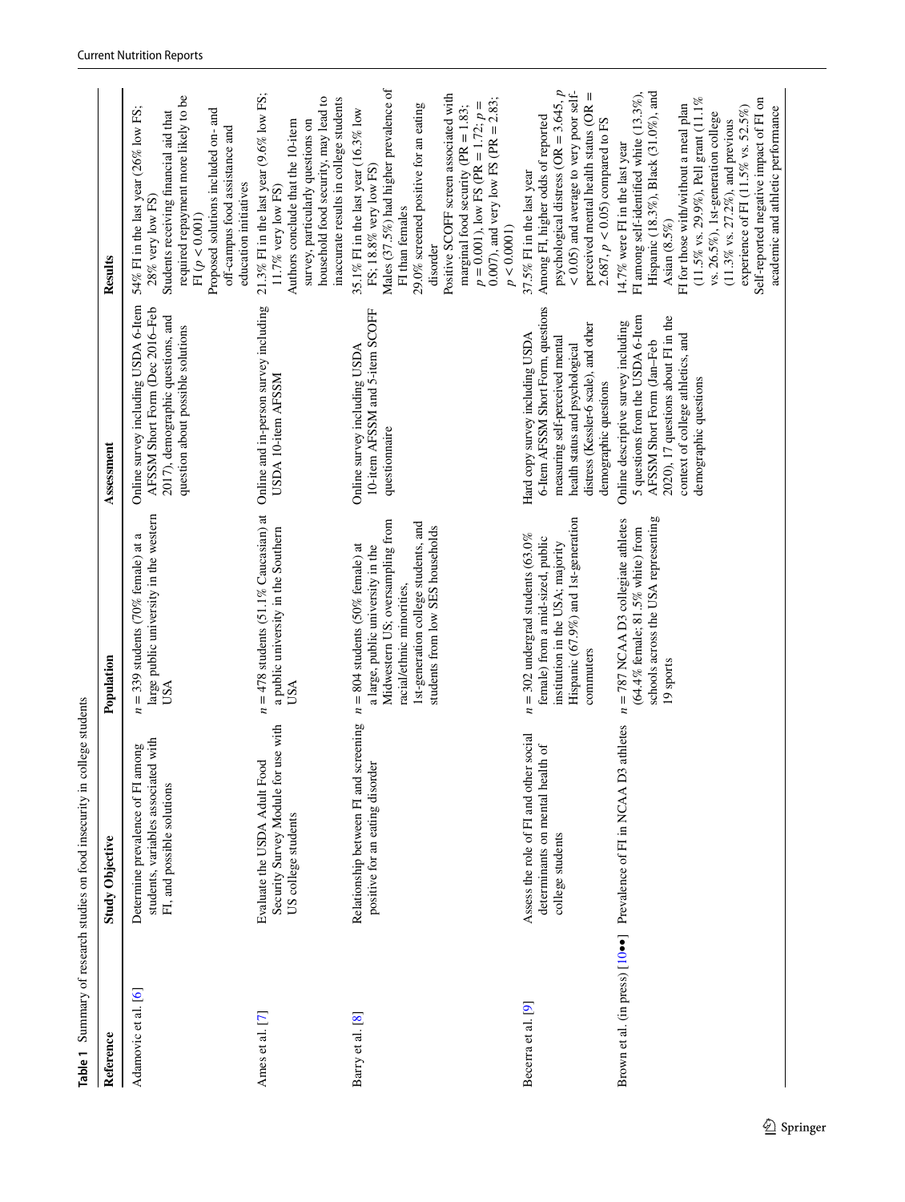**Table 1** Summary of research studies on food insecurity in college students

| Reference | Study Objective | Population | Assessment | Results |
| --- | --- | --- | --- | --- |
| Adamovic et al. [6] | Determine prevalence of FI among students, variables associated with FI, and possible solutions | $n = 339$ students (70% female) at a large public university in the western USA | Online survey including USDA 6-Item AFSSM Short Form (Dec 2016–Feb 2017), demographic questions, and question about possible solutions | 54% FI in the last year (26% low FS; 28% very low FS)<br>Students receiving financial aid that required repayment more likely to be FI ($p < 0.001$)<br>Proposed solutions included on- and off-campus food assistance and education initiatives |
| Ames et al. [7] | Evaluate the USDA Adult Food Security Survey Module for use with US college students | $n = 478$ students (51.1% Caucasian) at a public university in the Southern USA | Online and in-person survey including USDA 10-item AFSSM | 21.3% FI in the last year (9.6% low FS; 11.7% very low FS)<br>Authors conclude that the 10-item survey, particularly questions on household food security, may lead to inaccurate results in college students |
| Barry et al. [8] | Relationship between FI and screening positive for an eating disorder | $n = 804$ students (50% female) at a large, public university in the Midwestern US; oversampling from racial/ethnic minorities, 1st-generation college students, and students from low SES households | Online survey including USDA 10-item AFSSM and 5-item SCOFF questionnaire | 35.1% FI in the last year (16.3% low FS; 18.8% very low FS)<br>Males (37.5%) had higher prevalence of FI than females<br>29.0% screened positive for an eating disorder<br>Positive SCOFF screen associated with marginal food security (PR = 1.83; $p = 0.001$), low FS (PR = 1.72; $p = 0.007$), and very low FS (PR = 2.83; $p < 0.0001$) |
| Becerra et al. [9] | Assess the role of FI and other social determinants on mental health of college students | $n = 302$ undergrad students (63.0% female) from a mid-sized, public institution in the USA; majority Hispanic (67.9%) and 1st-generation commuters | Hard copy survey including USDA 6-Item AFSSM Short Form, questions measuring self-perceived mental health status and psychological distress (Kessler-6 scale), and other demographic questions | 37.5% FI in the last year<br>Among FI, higher odds of reported psychological distress (OR = 3.645, $p < 0.05$) and average to very poor self-perceived mental health status (OR = 2.687, $p < 0.05$) compared to FS |
| Brown et al. (in press) [10••] | Prevalence of FI in NCAA D3 athletes | $n = 787$ NCAA D3 collegiate athletes (64.4% female; 81.5% white) from schools across the USA representing 19 sports | Online descriptive survey including 5 questions from the USDA 6-Item AFSSM Short Form (Jan–Feb 2020), 17 questions about FI in the context of college athletics, and demographic questions | 14.7% were FI in the last year<br>FI among self-identified white (13.3%), Hispanic (18.3%), Black (31.0%), and Asian (8.5%)<br>FI for those with/without a meal plan (11.5% vs. 29.9%), Pell grant (11.1% vs. 26.5%), 1st-generation college (11.3% vs. 27.2%), and previous experience of FI (11.5% vs. 52.5%)<br>Self-reported negative impact of FI on academic and athletic performance |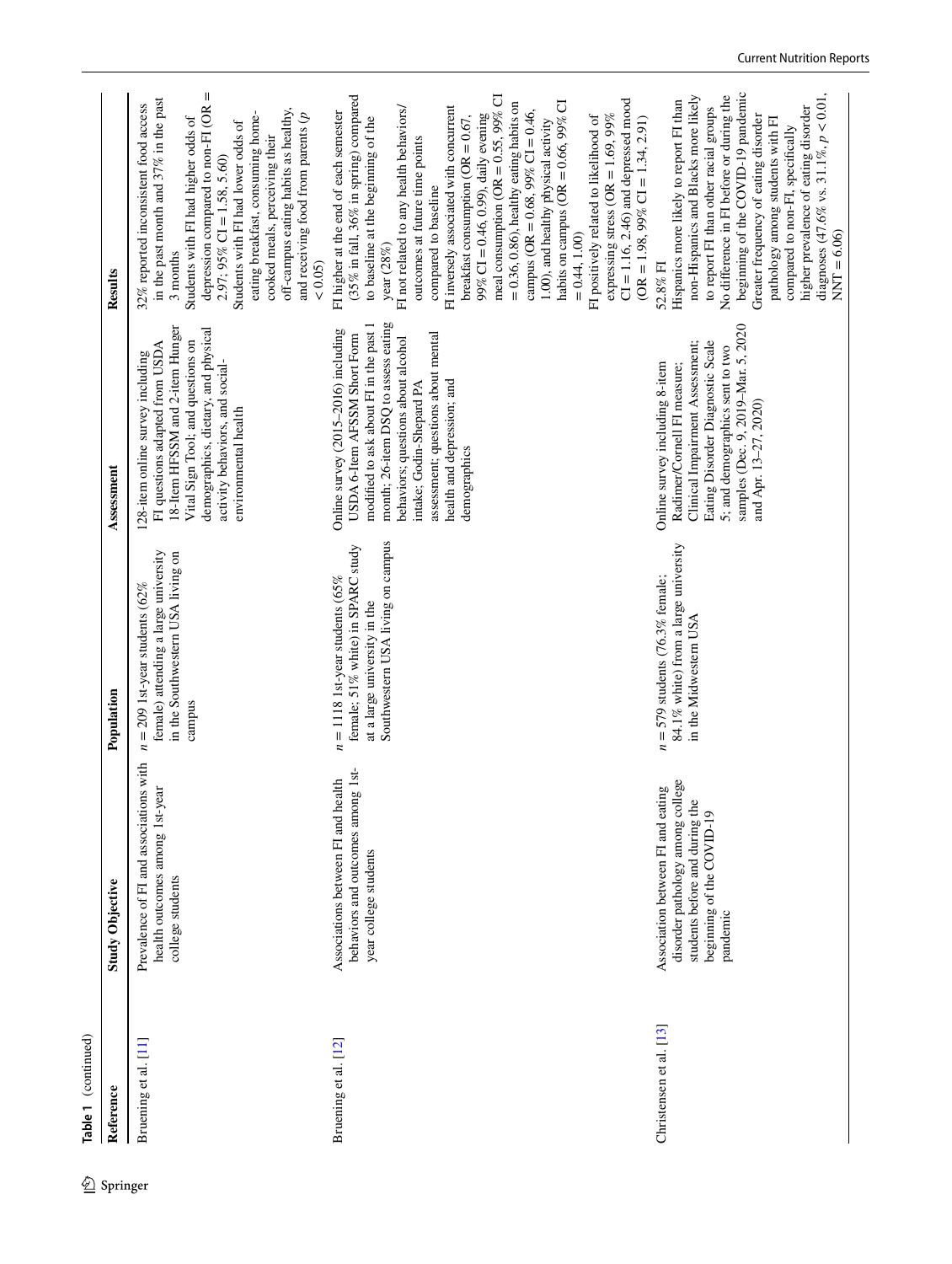**Table 1** (continued)

| Reference | Study Objective | Population | Assessment | Results |
|---|---|---|---|---|
| Bruening et al. [11] | Prevalence of FI and associations with health outcomes among 1st-year college students | $n = 209$ 1st-year students (62% female) attending a large university in the Southwestern USA living on campus | 128-item online survey including FI questions adapted from USDA 18-Item HFSSM and 2-item Hunger Vital Sign Tool; and questions on demographics, dietary, and physical activity behaviors, and social-environmental health | 32% reported inconsistent food access in the past month and 37% in the past 3 months<br>Students with FI had higher odds of depression compared to non-FI (OR = 2.97; 95% CI = 1.58, 5.60)<br>Students with FI had lower odds of eating breakfast, consuming home-cooked meals, perceiving their off-campus eating habits as healthy, and receiving food from parents ($p < 0.05$) |
| Bruening et al. [12] | Associations between FI and health behaviors and outcomes among 1st-year college students | $n = 1118$ 1st-year students (65% female; 51% white) in SPARC study at a large university in the Southwestern USA living on campus | Online survey (2015–2016) including USDA 6-Item AFSSM Short Form modified to ask about FI in the past 1 month; 26-item DSQ to assess eating behaviors; questions about alcohol intake; Godin-Shepard PA assessment; questions about mental health and depression; and demographics | FI higher at the end of each semester (35% in fall, 36% in spring) compared to baseline at the beginning of the year (28%)<br>FI not related to any health behaviors/outcomes at future time points compared to baseline<br>FI inversely associated with concurrent breakfast consumption (OR = 0.67, 99% CI = 0.46, 0.99), daily evening meal consumption (OR = 0.55, 99% CI = 0.36, 0.86), healthy eating habits on campus (OR = 0.68, 99% CI = 0.46, 1.00), and healthy physical activity habits on campus (OR = 0.66, 99% CI = 0.44, 1.00)<br>FI positively related to likelihood of expressing stress (OR = 1.69, 99% CI = 1.16, 2.46) and depressed mood (OR = 1.98, 99% CI = 1.34, 2.91) |
| Christensen et al. [13] | Association between FI and eating disorder pathology among college students before and during the beginning of the COVID-19 pandemic | $n = 579$ students (76.3% female; 84.1% white) from a large university in the Midwestern USA | Online survey including 8-item Radimer/Cornell FI measure; Clinical Impairment Assessment; Eating Disorder Diagnostic Scale 5; and demographics sent to two samples (Dec. 9, 2019–Mar. 5, 2020 and Apr. 13–27, 2020) | 52.8% FI<br>Hispanics more likely to report FI than non-Hispanics and Blacks more likely to report FI than other racial groups<br>No difference in FI before or during the beginning of the COVID-19 pandemic<br>Greater frequency of eating disorder pathology among students with FI compared to non-FI, specifically higher prevalence of eating disorder diagnoses (47.6% vs. 31.1%, $p < 0.01$, NNT = 6.06) |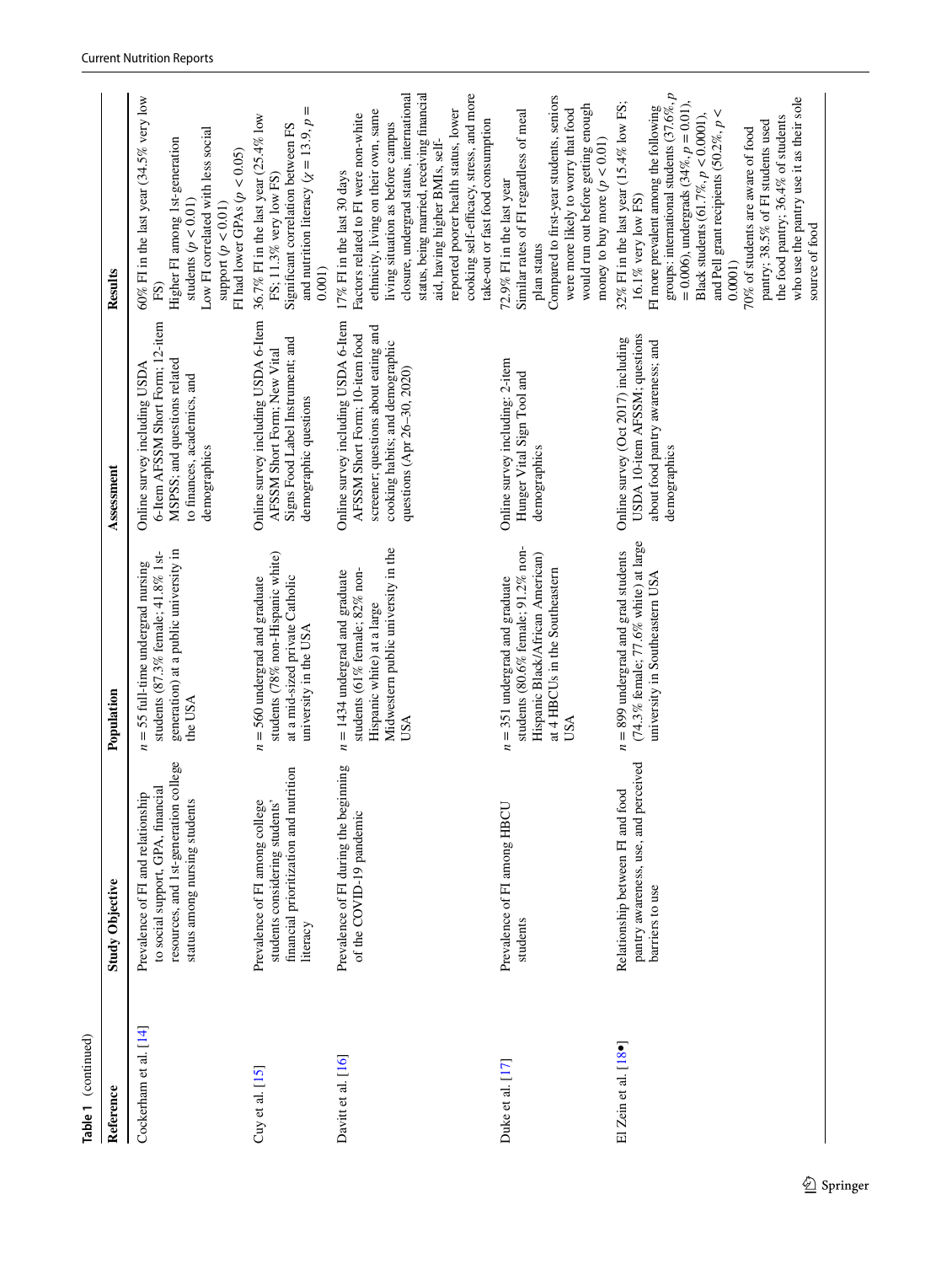**Table 1** (continued)

| Reference | Study Objective | Population | Assessment | Results |
|---|---|---|---|---|
| Cockerham et al. [14] | Prevalence of FI and relationship to social support, GPA, financial resources, and 1st-generation college status among nursing students | $n = 55$ full-time undergrad nursing students (87.3% female; 41.8% 1st-generation) at a public university in the USA | Online survey including USDA 6-Item AFSSM Short Form; 12-item MSPSS; and questions related to finances, academics, and demographics | 60% FI in the last year (34.5% very low FS)<br>Higher FI among 1st-generation students ($p < 0.01$)<br>Low FI correlated with less social support ($p < 0.01$)<br>FI had lower GPAs ($p < 0.05$) |
| Cuy et al. [15] | Prevalence of FI among college students considering students' financial prioritization and nutrition literacy | $n = 560$ undergrad and graduate students (78% non-Hispanic white) at a mid-sized private Catholic university in the USA | Online survey including USDA 6-Item AFSSM Short Form; New Vital Signs Food Label Instrument; and demographic questions | 36.7% FI in the last year (25.4% low FS; 11.3% very low FS)<br>Significant correlation between FS and nutrition literacy ($\chi = 13.9$, $p = 0.001$) |
| Davitt et al. [16] | Prevalence of FI during the beginning of the COVID-19 pandemic | $n = 1434$ undergrad and graduate students (61% female; 82% non-Hispanic white) at a large Midwestern public university in the USA | Online survey including USDA 6-Item AFSSM Short Form; 10-item food screener; questions about eating and cooking habits; and demographic questions (Apr 26–30, 2020) | 17% FI in the last 30 days<br>Factors related to FI were non-white ethnicity, living on their own, same living situation as before campus closure, undergrad status, international status, being married, receiving financial aid, having higher BMIs, self-reported poorer health status, lower cooking self-efficacy, stress, and more take-out or fast food consumption |
| Duke et al. [17] | Prevalence of FI among HBCU students | $n = 351$ undergrad and graduate students (80.6% female; 91.2% non-Hispanic Black/African American) at 4 HBCUs in the Southeastern USA | Online survey including; 2-item Hunger Vital Sign Tool and demographics | 72.9% FI in the last year<br>Similar rates of FI regardless of meal plan status<br>Compared to first-year students, seniors were more likely to worry that food would run out before getting enough money to buy more ($p < 0.01$) |
| El Zein et al. [18•] | Relationship between FI and food pantry awareness, use, and perceived barriers to use | $n = 899$ undergrad and grad students (74.3% female; 77.6% white) at large university in Southeastern USA | Online survey (Oct 2017) including USDA 10-item AFSSM; questions about food pantry awareness; and demographics | 32% FI in the last year (15.4% low FS; 16.1% very low FS)<br>FI more prevalent among the following groups: international students (37.6%, $p = 0.006$), undergrads (34%, $p = 0.01$), Black students (61.7%, $p < 0.0001$), and Pell grant recipients (50.2%, $p < 0.0001$)<br>70% of students are aware of food pantry; 38.5% of FI students used the food pantry; 36.4% of students who use the pantry use it as their sole source of food |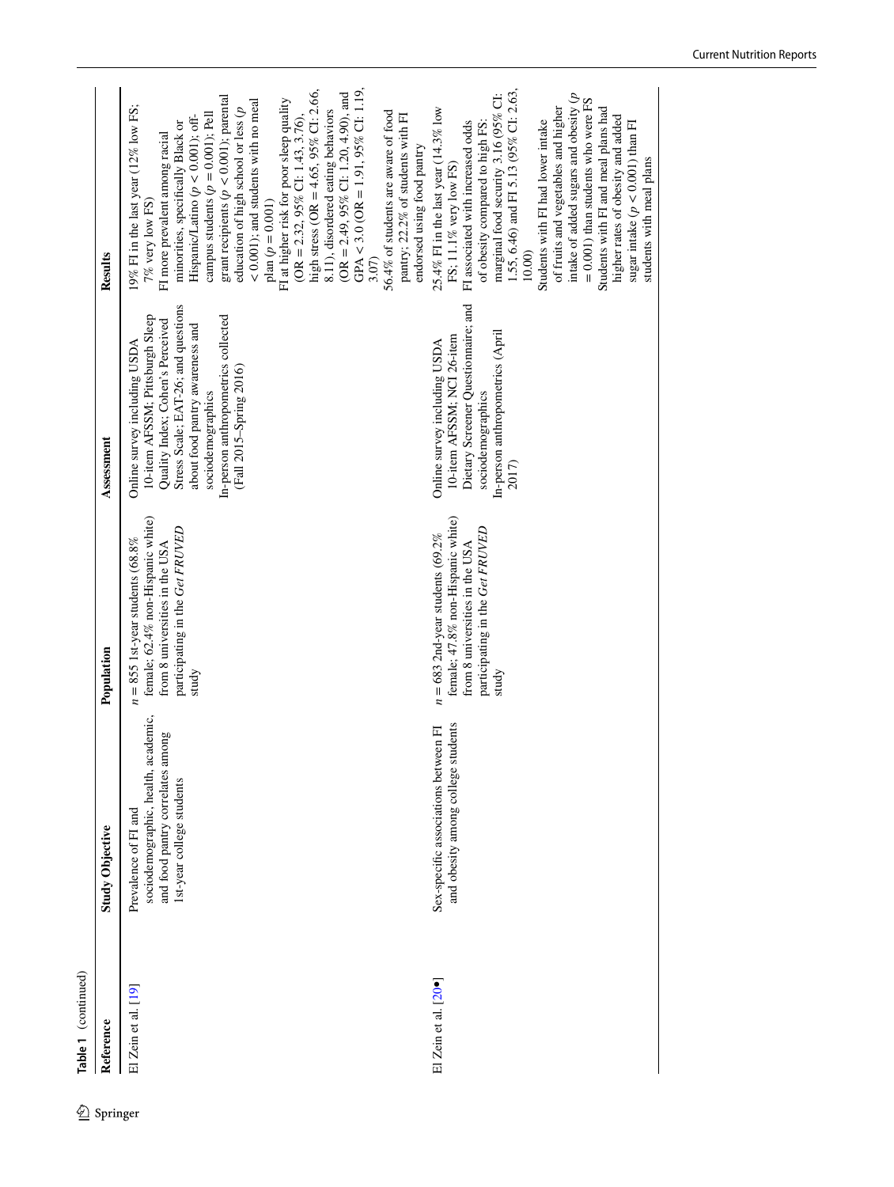**Table 1** (continued)

| Reference | Study Objective | Population | Assessment | Results |
|---|---|---|---|---|
| El Zein et al. [19] | Prevalence of FI and sociodemographic, health, academic, and food pantry correlates among 1st-year college students | $n = 855$ 1st-year students (68.8% female; 62.4% non-Hispanic white) from 8 universities in the USA participating in the *Get FRUVED* study | Online survey including USDA 10-item AFSSM; Pittsburgh Sleep Quality Index; Cohen's Perceived Stress Scale; EAT-26; and questions about food pantry awareness and sociodemographics<br>In-person anthropometrics collected (Fall 2015–Spring 2016) | 19% FI in the last year (12% low FS; 7% very low FS)<br>FI more prevalent among racial minorities, specifically Black or Hispanic/Latino ($p < 0.001$); off-campus students ($p = 0.001$); Pell grant recipients ($p < 0.001$); parental education of high school or less ($p < 0.001$); and students with no meal plan ($p = 0.001$)<br>FI at higher risk for poor sleep quality (OR = 2.32, 95% CI: 1.43, 3.76), high stress (OR = 4.65, 95% CI: 2.66, 8.11), disordered eating behaviors (OR = 2.49, 95% CI: 1.20, 4.90), and GPA < 3.0 (OR = 1.91, 95% CI: 1.19, 3.07)<br>56.4% of students are aware of food pantry; 22.2% of students with FI endorsed using food pantry |
| El Zein et al. [20•] | Sex-specific associations between FI and obesity among college students | $n = 683$ 2nd-year students (69.2% female; 47.8% non-Hispanic white) from 8 universities in the USA participating in the *Get FRUVED* study | Online survey including USDA 10-item AFSSM; NCI 26-item Dietary Screener Questionnaire; and sociodemographics<br>In-person anthropometrics (April 2017) | 25.4% FI in the last year (14.3% low FS; 11.1% very low FS)<br>FI associated with increased odds of obesity compared to high FS: marginal food security 3.16 (95% CI: 1.55, 6.46) and FI 5.13 (95% CI: 2.63, 10.00)<br>Students with FI had lower intake of fruits and vegetables and higher intake of added sugars and obesity ($p = 0.001$) than students who were FS<br>Students with FI and meal plans had higher rates of obesity and added sugar intake ($p < 0.001$) than FI students with meal plans |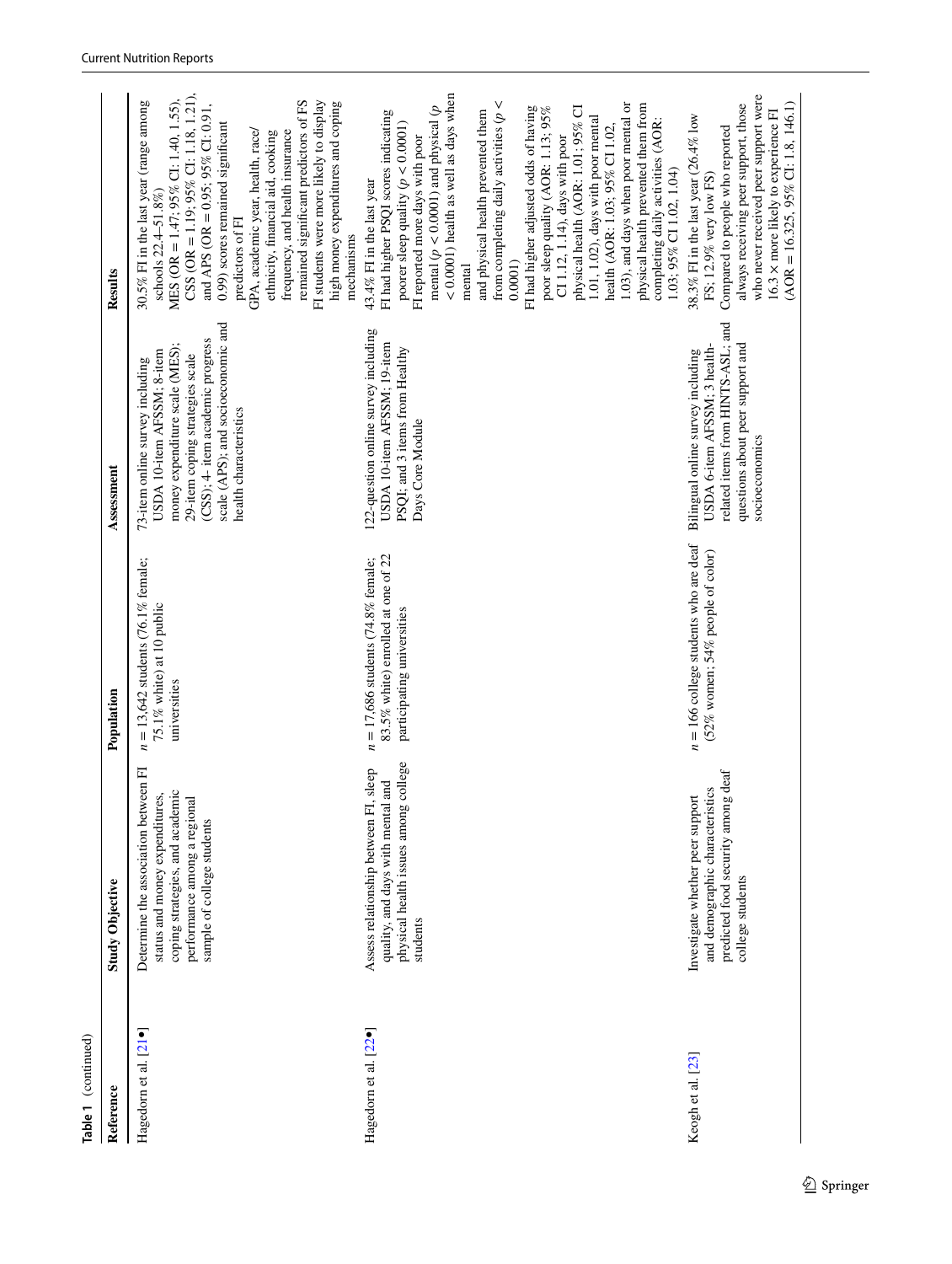Table 1 (continued)

| Reference | Study Objective | Population | Assessment | Results |
|---|---|---|---|---|
| Hagedorn et al. [21•] | Determine the association between FI status and money expenditures, coping strategies, and academic performance among a regional sample of college students | $n = 13{,}642$ students (76.1% female; 75.1% white) at 10 public universities | 73-item online survey including USDA 10-item AFSSM; 8-item money expenditure scale (MES); 29-item coping strategies scale (CSS); 4- item academic progress scale (APS); and socioeconomic and health characteristics | 30.5% FI in the last year (range among schools 22.4–51.8%)<br>MES (OR = 1.47; 95% CI: 1.40, 1.55), CSS (OR = 1.19; 95% CI: 1.18, 1.21), and APS (OR = 0.95; 95% CI: 0.91, 0.99) scores remained significant predictors of FI<br>GPA, academic year, health, race/ethnicity, financial aid, cooking frequency, and health insurance remained significant predictors of FS<br>FI students were more likely to display high money expenditures and coping mechanisms |
| Hagedorn et al. [22•] | Assess relationship between FI, sleep quality, and days with mental and physical health issues among college students | $n = 17{,}686$ students (74.8% female; 83.5% white) enrolled at one of 22 participating universities | 122-question online survey including USDA 10-item AFSSM; 19-item PSQI; and 3 items from Healthy Days Core Module | 43.4% FI in the last year<br>FI had higher PSQI scores indicating poorer sleep quality ($p < 0.0001$)<br>FI reported more days with poor mental ($p < 0.0001$) and physical ($p < 0.0001$) health as well as days when mental and physical health prevented them from completing daily activities ($p < 0.0001$)<br>FI had higher adjusted odds of having poor sleep quality (AOR: 1.13; 95% CI 1.12, 1.14), days with poor physical health (AOR: 1.01; 95% CI 1.01, 1.02), days with poor mental health (AOR: 1.03; 95% CI 1.02, 1.03), and days when poor mental or physical health prevented them from completing daily activities (AOR: 1.03; 95% CI 1.02, 1.04) |
| Keogh et al. [23] | Investigate whether peer support and demographic characteristics predicted food security among deaf college students | $n = 166$ college students who are deaf (52% women; 54% people of color) | Bilingual online survey including USDA 6-item AFSSM; 3 health-related items from HINTS-ASL; and questions about peer support and socioeconomics | 38.3% FI in the last year (26.4% low FS; 12.9% very low FS)<br>Compared to people who reported always receiving peer support, those who never received peer support were 16.3 × more likely to experience FI (AOR = 16.325, 95% CI: 1.8, 146.1) |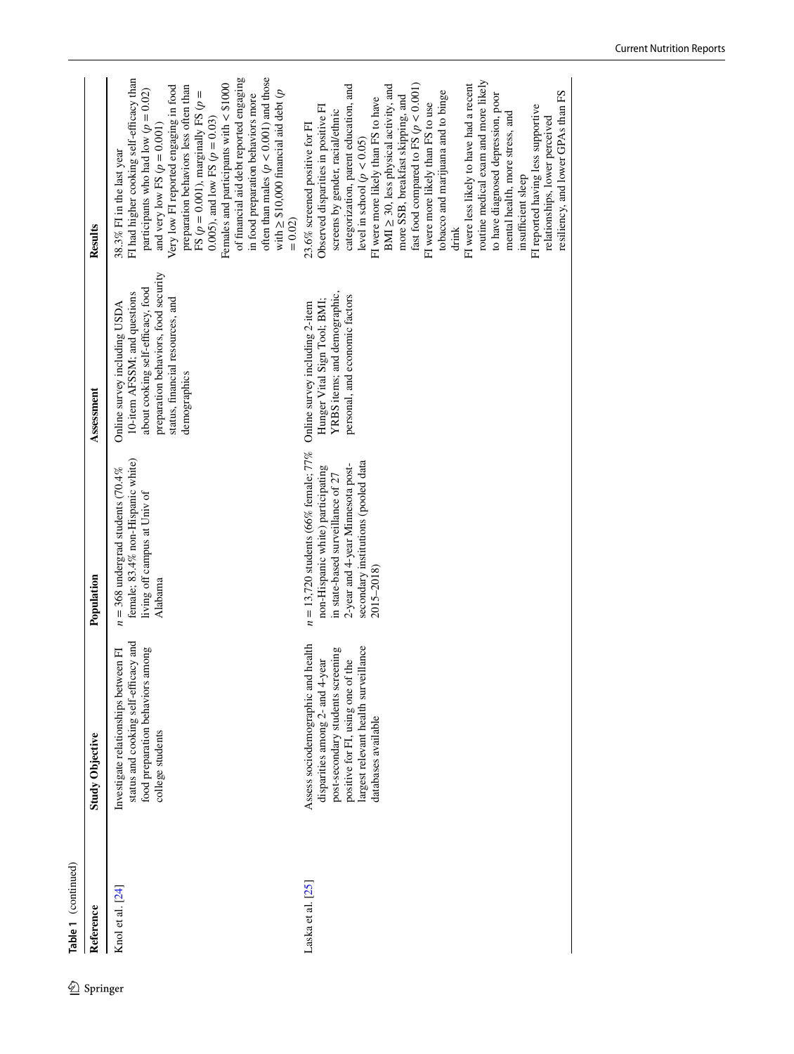**Table 1** (continued)

| Reference | Study Objective | Population | Assessment | Results |
|---|---|---|---|---|
| Knol et al. [24] | Investigate relationships between FI status and cooking self-efficacy and food preparation behaviors among college students | $n = 368$ undergrad students (70.4% female; 83.4% non-Hispanic white) living off campus at Univ of Alabama | Online survey including USDA 10-item AFSSM; and questions about cooking self-efficacy, food preparation behaviors, food security status, financial resources, and demographics | 38.3% FI in the last year<br>FI had higher cooking self-efficacy than participants who had low ($p = 0.02$) and very low FS ($p = 0.001$)<br>Very low FI reported engaging in food preparation behaviors less often than FS ($p = 0.001$), marginally FS ($p = 0.005$), and low FS ($p = 0.03$)<br>Females and participants with < \$1000 of financial aid debt reported engaging in food preparation behaviors more often than males ($p < 0.001$) and those with ≥ \$10,000 financial aid debt ($p = 0.02$) |
| Laska et al. [25] | Assess sociodemographic and health disparities among 2- and 4-year post-secondary students screening positive for FI, using one of the largest relevant health surveillance databases available | $n = 13{,}720$ students (66% female; 77% non-Hispanic white) participating in state-based surveillance of 27 2-year and 4-year Minnesota post-secondary institutions (pooled data 2015–2018) | Online survey including 2-item Hunger Vital Sign Tool; BMI; YRBS items; and demographic, personal, and economic factors | 23.6% screened positive for FI<br>Observed disparities in positive FI screens by gender, racial/ethnic categorization, parent education, and level in school ($p < 0.05$)<br>FI were more likely than FS to have BMI ≥ 30, less physical activity, and more SSB, breakfast skipping, and fast food compared to FS ($p < 0.001$)<br>FI were more likely than FS to use tobacco and marijuana and to binge drink<br>FI were less likely to have had a recent routine medical exam and more likely to have diagnosed depression, poor mental health, more stress, and insufficient sleep<br>FI reported having less supportive relationships, lower perceived resiliency, and lower GPAs than FS |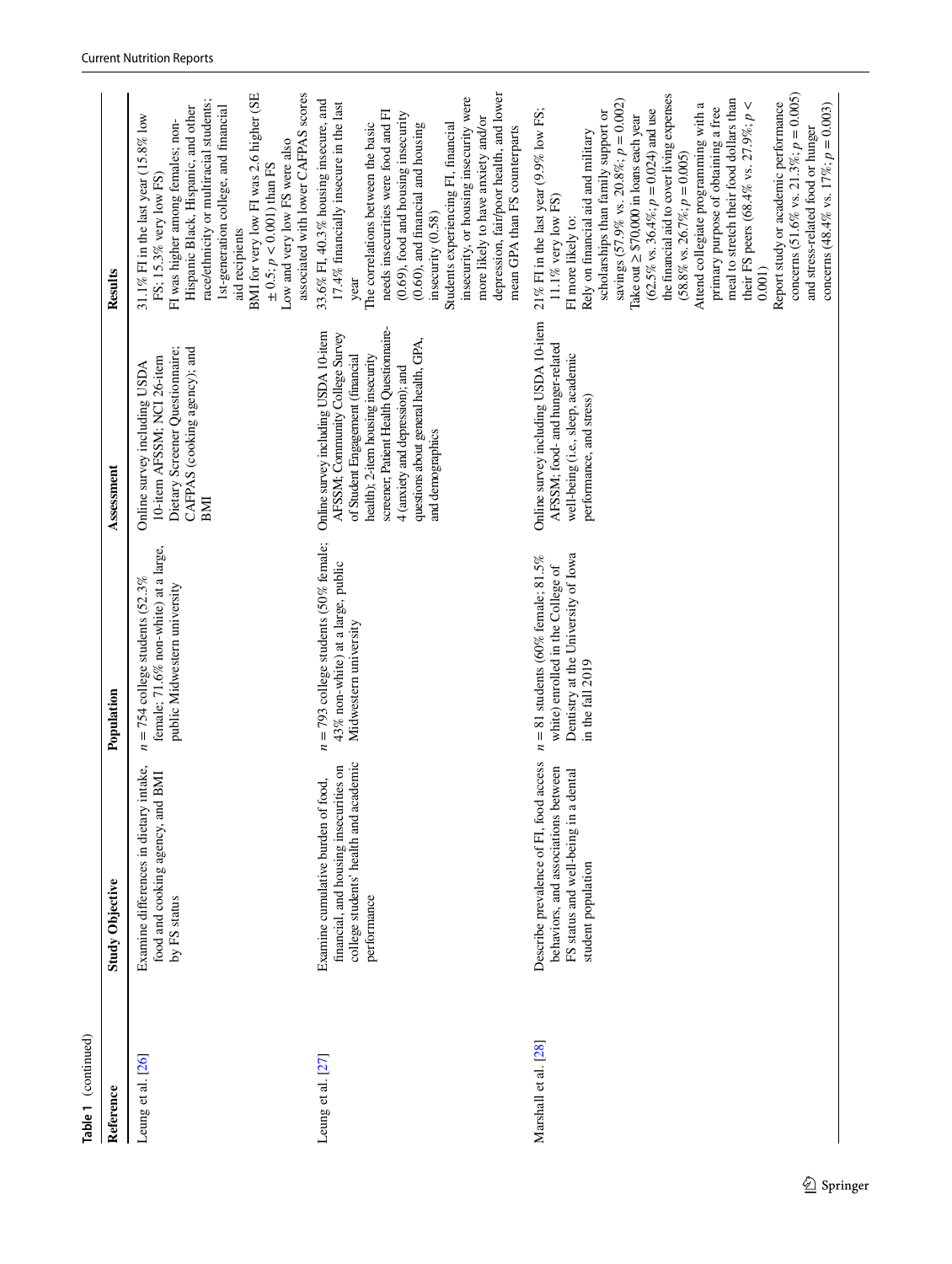**Table 1** (continued)

| Reference | Study Objective | Population | Assessment | Results |
|---|---|---|---|---|
| Leung et al. [26] | Examine differences in dietary intake, food and cooking agency, and BMI by FS status | $n = 754$ college students (52.3% female; 71.6% non-white) at a large, public Midwestern university | Online survey including USDA 10-item AFSSM; NCI 26-item Dietary Screener Questionnaire; CAFPAS (cooking agency); and BMI | 31.1% FI in the last year (15.8% low FS; 15.3% very low FS)<br>FI was higher among females; non-Hispanic Black, Hispanic, and other race/ethnicity or multiracial students; 1st-generation college, and financial aid recipients<br>BMI for very low FI was 2.6 higher (SE ± 0.5; $p < 0.001$) than FS<br>Low and very low FS were also associated with lower CAFPAS scores |
| Leung et al. [27] | Examine cumulative burden of food, financial, and housing insecurities on college students' health and academic performance | $n = 793$ college students (50% female; 43% non-white) at a large, public Midwestern university | Online survey including USDA 10-item AFSSM; Community College Survey of Student Engagement (financial health); 2-item housing insecurity screener; Patient Health Questionnaire-4 (anxiety and depression); and questions about general health, GPA, and demographics | 33.6% FI, 40.3% housing insecure, and 17.4% financially insecure in the last year<br>The correlations between the basic needs insecurities were food and FI (0.69), food and housing insecurity (0.60), and financial and housing insecurity (0.58)<br>Students experiencing FI, financial insecurity, or housing insecurity were more likely to have anxiety and/or depression, fair/poor health, and lower mean GPA than FS counterparts |
| Marshall et al. [28] | Describe prevalence of FI, food access behaviors, and associations between FS status and well-being in a dental student population | $n = 81$ students (60% female; 81.5% white) enrolled in the College of Dentistry at the University of Iowa in the fall 2019 | Online survey including USDA 10-item AFSSM; food- and hunger-related well-being (i.e., sleep, academic performance, and stress) | 21% FI in the last year (9.9% low FS; 11.1% very low FS)<br>FI more likely to:<br>Rely on financial aid and military scholarships than family support or savings (57.9% vs. 20.8%; $p = 0.002$)<br>Take out ≥ \$70,000 in loans each year (62.5% vs. 36.4%; $p = 0.024$) and use the financial aid to cover living expenses (58.8% vs. 26.7%; $p = 0.005$)<br>Attend collegiate programming with a primary purpose of obtaining a free meal to stretch their food dollars than their FS peers (68.4% vs. 27.9%; $p <$ 0.001)<br>Report study or academic performance concerns (51.6% vs. 21.3%; $p = 0.005$) and stress-related food or hunger concerns (48.4% vs. 17%; $p = 0.003$) |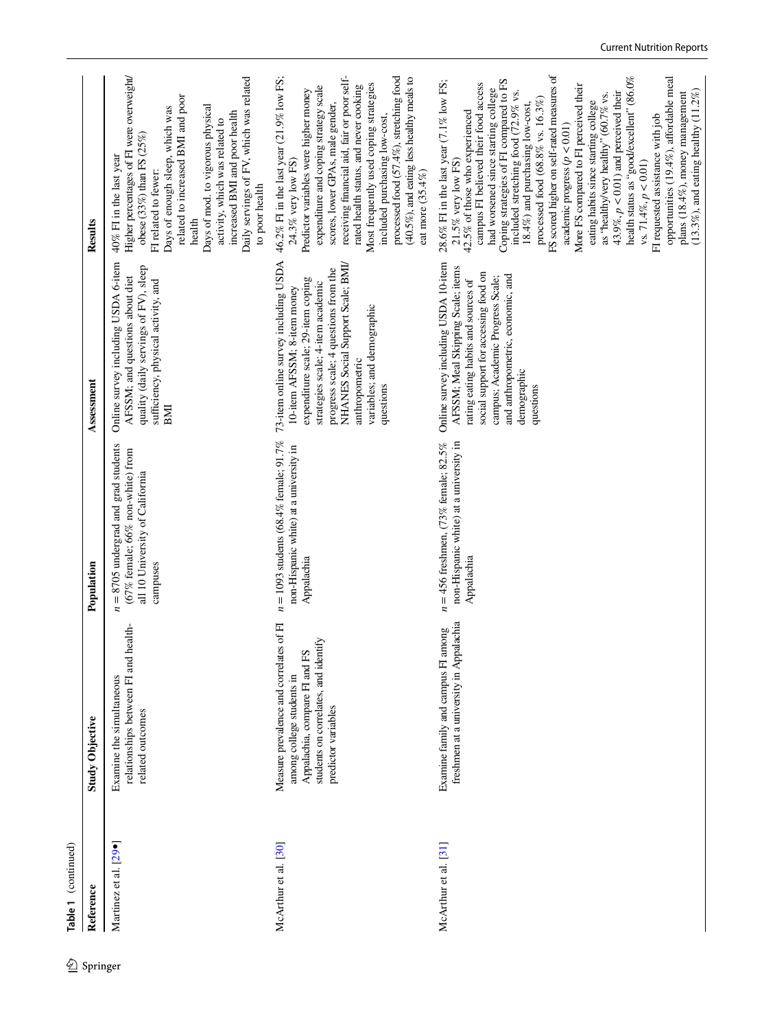Table 1 (continued)

| Reference | Study Objective | Population | Assessment | Results |
|---|---|---|---|---|
| Martinez et al. [29•] | Examine the simultaneous relationships between FI and health-related outcomes | $n = 8705$ undergrad and grad students (67% female; 66% non-white) from all 10 University of California campuses | Online survey including USDA 6-item AFSSM; and questions about diet quality (daily servings of FV), sleep sufficiency, physical activity, and BMI | 40% FI in the last year<br>Higher percentages of FI were overweight/obese (33%) than FS (25%)<br>FI related to fewer:<br>Days of enough sleep, which was related to increased BMI and poor health<br>Days of mod. to vigorous physical activity, which was related to increased BMI and poor health<br>Daily servings of FV, which was related to poor health |
| McArthur et al. [30] | Measure prevalence and correlates of FI among college students in Appalachia, compare FI and FS students on correlates, and identify predictor variables | $n = 1093$ students (68.4% female; 91.7% non-Hispanic white) at a university in Appalachia | 73-item online survey including USDA 10-item AFSSM; 8-item money expenditure scale; 29-item coping strategies scale; 4-item academic progress scale; 4 questions from the NHANES Social Support Scale; BMI/anthropometric variables; and demographic questions | 46.2% FI in the last year (21.9% low FS; 24.3% very low FS)<br>Predictor variables were higher money expenditure and coping strategy scale scores, lower GPAs, male gender, receiving financial aid, fair or poor self-rated health status, and never cooking<br>Most frequently used coping strategies included purchasing low-cost, processed food (57.4%), stretching food (40.5%), and eating less healthy meals to eat more (35.4%) |
| McArthur et al. [31] | Examine family and campus FI among freshmen at a university in Appalachia | $n = 456$ freshmen, (73% female; 82.5% non-Hispanic white) at a university in Appalachia | Online survey including USDA 10-item AFSSM; Meal Skipping Scale; items rating eating habits and sources of social support for accessing food on campus; Academic Progress Scale; and anthropometric, economic, and demographic questions | 28.6% FI in the last year (7.1% low FS; 21.5% very low FS)<br>42.5% of those who experienced campus FI believed their food access had worsened since starting college<br>Coping strategies of FI compared to FS included stretching food (72.9% vs. 18.4%) and purchasing low-cost, processed food (68.8% vs. 16.3%)<br>FS scored higher on self-rated measures of academic progress ($p < 0.01$)<br>More FS compared to FI perceived their eating habits since starting college as "healthy/very healthy" (60.7% vs. 43.9%, $p < 0.01$) and perceived their health status as "good/excellent" (86.0% vs. 71.4%, $p < 0.01$)<br>FI requested assistance with job opportunities (19.4%), affordable meal plans (18.4%), money management (13.3%), and eating healthy (11.2%) |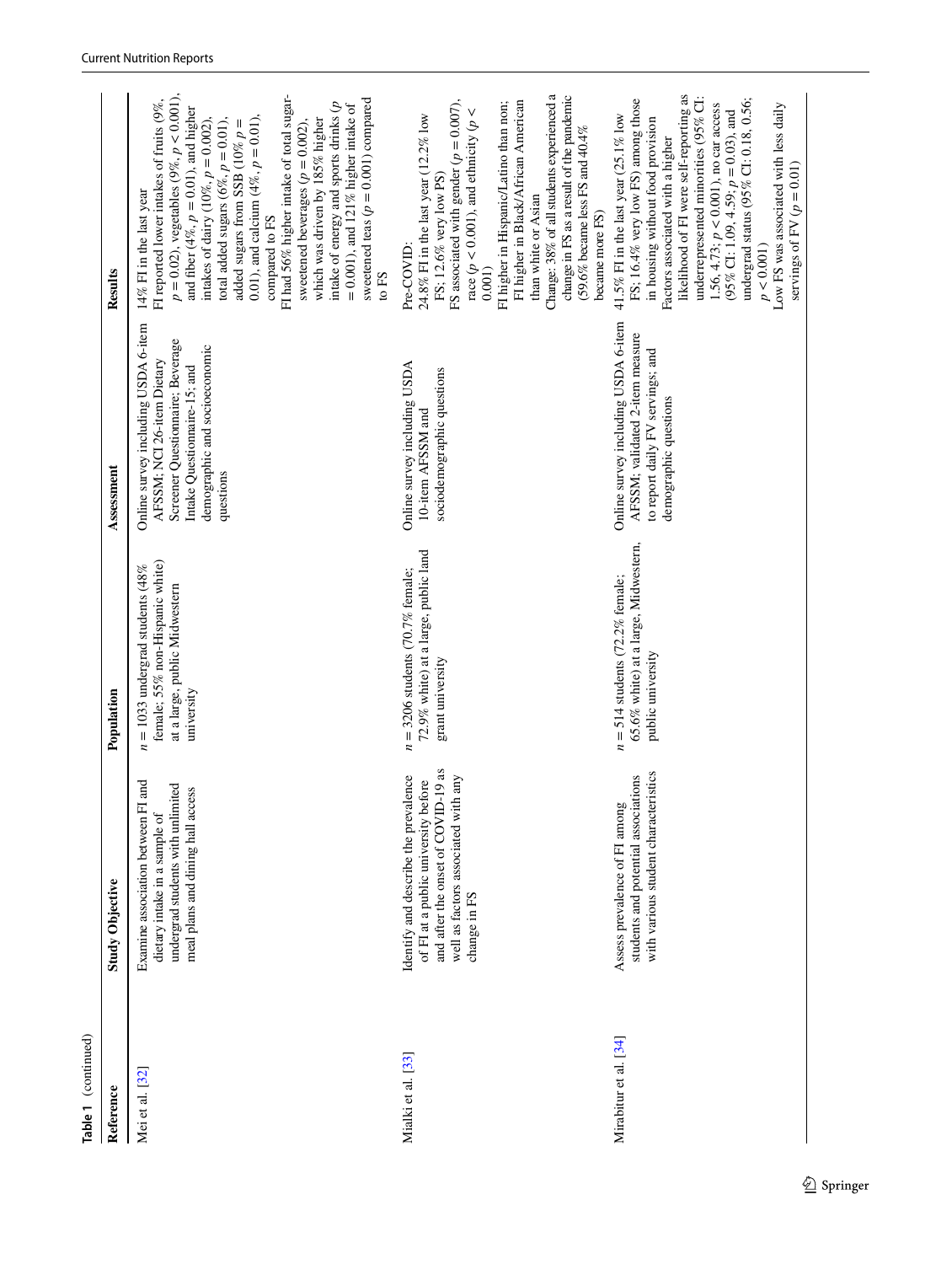Table 1 (continued)

| Reference | Study Objective | Population | Assessment | Results |
|---|---|---|---|---|
| Mei et al. [32] | Examine association between FI and dietary intake in a sample of undergrad students with unlimited meal plans and dining hall access | $n = 1033$ undergrad students (48% female; 55% non-Hispanic white) at a large, public Midwestern university | Online survey including USDA 6-item AFSSM; NCI 26-item Dietary Screener Questionnaire; Beverage Intake Questionnaire-15; and demographic and socioeconomic questions | 14% FI in the last year<br>FI reported lower intakes of fruits (9%, $p = 0.02$), vegetables (9%, $p < 0.001$), and fiber (4%, $p = 0.01$), and higher intakes of dairy (10%, $p = 0.002$), total added sugars (6%, $p = 0.01$), added sugars from SSB (10% $p = 0.01$), and calcium (4%, $p = 0.01$), compared to FS<br>FI had 56% higher intake of total sugar-sweetened beverages ($p = 0.002$), which was driven by 185% higher intake of energy and sports drinks ($p = 0.001$), and 121% higher intake of sweetened teas ($p = 0.001$) compared to FS |
| Mialki et al. [33] | Identify and describe the prevalence of FI at a public university before and after the onset of COVID-19 as well as factors associated with any change in FS | $n = 3206$ students (70.7% female; 72.9% white) at a large, public land grant university | Online survey including USDA 10-item AFSSM and sociodemographic questions | Pre-COVID:<br>24.8% FI in the last year (12.2% low FS; 12.6% very low PS)<br>FS associated with gender ($p = 0.007$), race ($p < 0.001$), and ethnicity ($p < 0.001$)<br>FI higher in Hispanic/Latino than non; FI higher in Black/African American than white or Asian<br>Change: 38% of all students experienced a change in FS as a result of the pandemic (59.6% became less FS and 40.4% became more FS) |
| Mirabitur et al. [34] | Assess prevalence of FI among students and potential associations with various student characteristics | $n = 514$ students (72.2% female; 65.6% white) at a large, Midwestern, public university | Online survey including USDA 6-item AFSSM; validated 2-item measure to report daily FV servings; and demographic questions | 41.5% FI in the last year (25.1% low FS; 16.4% very low FS) among those in housing without food provision<br>Factors associated with a higher likelihood of FI were self-reporting as underrepresented minorities (95% CI: 1.56, 4.73; $p < 0.001$), no car access (95% CI: 1.09, 4.59; $p = 0.03$), and undergrad status (95% CI: 0.18, 0.56; $p < 0.001$)<br>Low FS was associated with less daily servings of FV ($p = 0.01$) |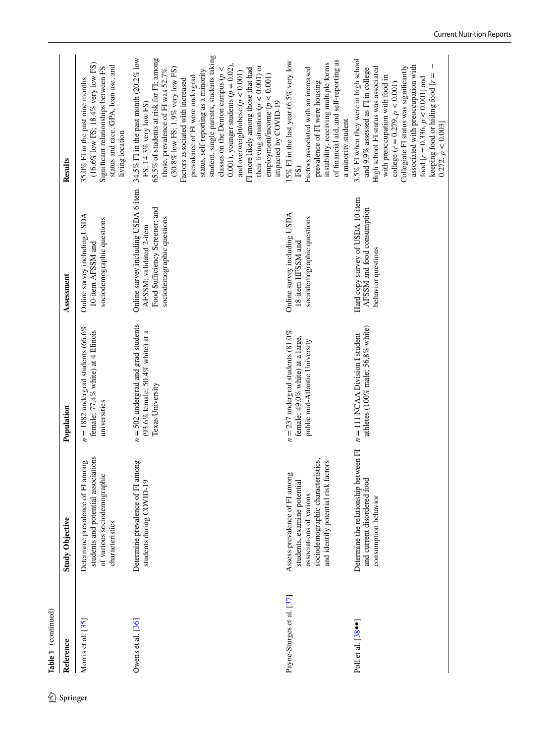**Table 1** (continued)

| Reference | Study Objective | Population | Assessment | Results |
|---|---|---|---|---|
| Morris et al. [35] | Determine prevalence of FI among students and potential associations of various sociodemographic characteristics | $n = 1882$ undergrad students (66.6% female; 77.4% white) at 4 Illinois universities | Online survey including USDA 10-item AFSSM and sociodemographic questions | 35.0% FI in the past nine months (16.6% low FS; 18.4% very low FS)<br>Significant relationships between FS status and race, GPA, loan use, and living location |
| Owens et al. [36] | Determine prevalence of FI among students during COVID-19 | $n = 502$ undergrad and grad students (93.6% female; 50.4% white) at a Texas University | Online survey including USDA 6-item AFSSM; validated 2-item Food Sufficiency Screener; and sociodemographic questions | 34.5% FI in the past month (20.2% low FS; 14.3% very low FS)<br>65.5% of students at risk for FI; among those, prevalence of FI was 52.7% (30.8% low FS; 1.9% very low FS)<br>Factors associated with increased prevalence of FI were undergrad status, self-reporting as a minority student, single parents, students taking classes on the Denton campus ($p < 0.001$), younger students ($p = 0.02$), and overweight/obese ($p < 0.001$)<br>FI more likely among those that had their living situation ($p < 0.001$) or employment/income ($p < 0.001$) impacted by COVID-19 |
| Payne-Sturges et al. [37] | Assess prevalence of FI among students, examine potential associations of various sociodemographic characteristics, and identify potential risk factors | $n = 237$ undergrad students (81.0% female; 49.0% white) at a large, public mid-Atlantic University | Online survey including USDA 18-item HFSSM and sociodemographic questions | 15% FI in the last year (6.5% very low FS)<br>Factors associated with an increased prevalence of FI were housing instability, receiving multiple forms of financial aid, and self-reporting as a minority student |
| Poll et al. [38••] | Determine the relationship between FI and current disordered food consumption behavior | $n = 111$ NCAA Division I student-athletes (100% male; 56.8% white) | Hard copy survey of USDA 10-item AFSSM and food consumption behavior questions | 3.5% FI when they were in high school and 9.9% assessed as FI in college<br>High school FI status was associated with preoccupation with food in college ($r = 0.279$, $p < 0.001$)<br>Collegiate FI status was significantly associated with preoccupation with food [$r = 0.336$, $p < 0.001$] and keeping food or hiding food [$r = -0.272$, $p < 0.003$] |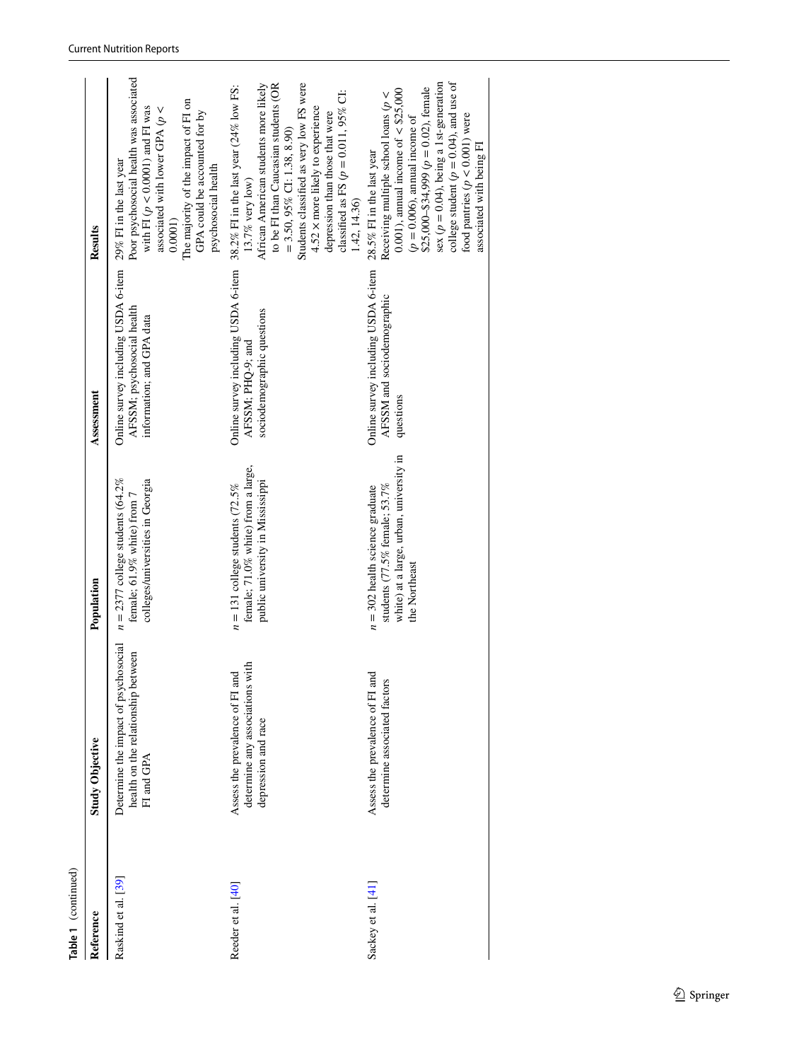**Table 1** (continued)

| Reference | Study Objective | Population | Assessment | Results |
|---|---|---|---|---|
| Raskind et al. [39] | Determine the impact of psychosocial health on the relationship between FI and GPA | $n = 2377$ college students (64.2% female; 61.9% white) from 7 colleges/universities in Georgia | Online survey including USDA 6-item AFSSM; psychosocial health information; and GPA data | 29% FI in the last year<br>Poor psychosocial health was associated with FI ($p < 0.0001$) and FI was associated with lower GPA ($p < 0.0001$)<br>The majority of the impact of FI on GPA could be accounted for by psychosocial health |
| Reeder et al. [40] | Assess the prevalence of FI and determine any associations with depression and race | $n = 131$ college students (72.5% female; 71.0% white) from a large, public university in Mississippi | Online survey including USDA 6-item AFSSM; PHQ-9; and sociodemographic questions | 38.2% FI in the last year (24% low FS; 13.7% very low)<br>African American students more likely to be FI than Caucasian students (OR = 3.50, 95% CI: 1.38, 8.90)<br>Students classified as very low FS were 4.52 × more likely to experience depression than those that were classified as FS ($p = 0.011$, 95% CI: 1.42, 14.36) |
| Sackey et al. [41] | Assess the prevalence of FI and determine associated factors | $n = 302$ health science graduate students (77.5% female; 53.7% white) at a large, urban, university in the Northeast | Online survey including USDA 6-item AFSSM and sociodemographic questions | 28.5% FI in the last year<br>Receiving multiple school loans ($p < 0.001$), annual income of < \$25,000 ($p = 0.006$), annual income of \$25,000–\$34,999 ($p = 0.02$), female sex ($p = 0.04$), being a 1st-generation college student ($p = 0.04$), and use of food pantries ($p < 0.001$) were associated with being FI |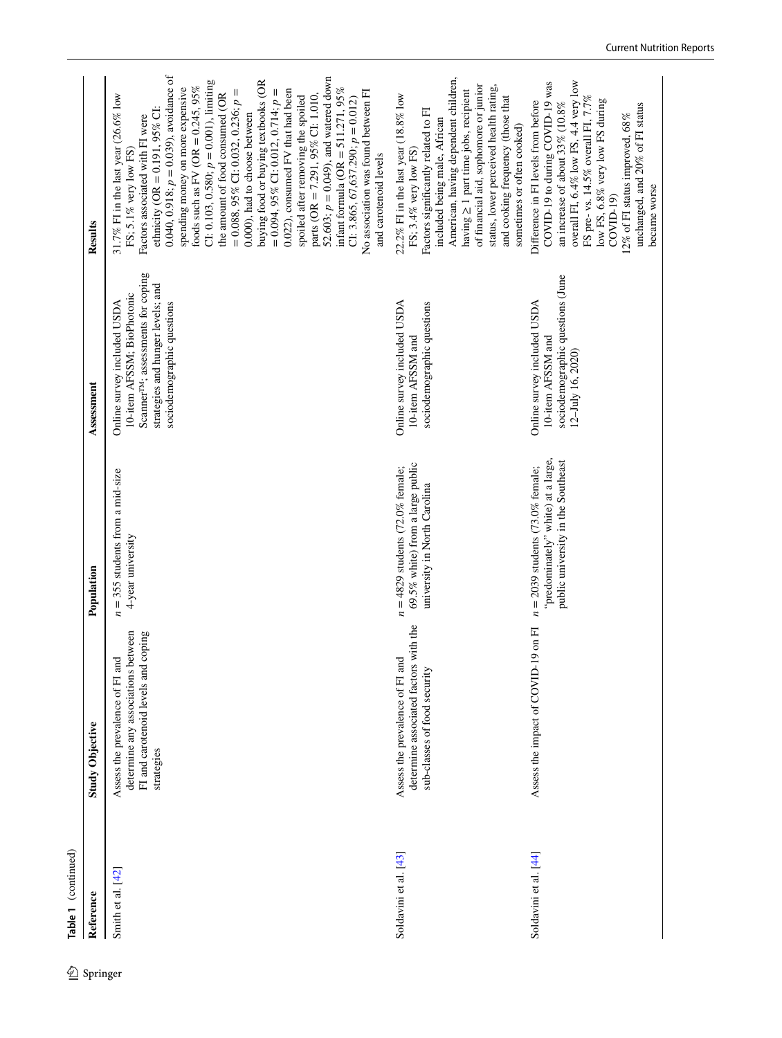**Table 1** (continued)

| Reference | Study Objective | Population | Assessment | Results |
|---|---|---|---|---|
| Smith et al. [42] | Assess the prevalence of FI and determine any associations between FI and carotenoid levels and coping strategies | $n = 355$ students from a mid-size 4-year university | Online survey included USDA 10-item AFSSM; BioPhotonic Scanner™; assessments for coping strategies and hunger levels; and sociodemographic questions | 31.7% FI in the last year (26.6% low FS; 5.1% very low FS)<br>Factors associated with FI were ethnicity (OR = 0.191, 95% CI: 0.040, 0.918; $p = 0.039$), avoidance of spending money on more expensive foods such as FV (OR = 0.245, 95% CI: 0.103, 0.580; $p = 0.001$), limiting the amount of food consumed (OR = 0.088, 95% CI: 0.032, 0.236; $p = 0.000$), had to choose between buying food or buying textbooks (OR = 0.094, 95% CI: 0.012, 0.714; $p = 0.022$), consumed FV that had been spoiled after removing the spoiled parts (OR = 7.291, 95% CI: 1.010, 52.603; $p = 0.049$), and watered down infant formula (OR = 511.271, 95% CI: 3.865, 67,637.290; $p = 0.012$)<br>No association was found between FI and carotenoid levels |
| Soldavini et al. [43] | Assess the prevalence of FI and determine associated factors with the sub-classes of food security | $n = 4829$ students (72.0% female; 69.5% white) from a large public university in North Carolina | Online survey included USDA 10-item AFSSM and sociodemographic questions | 22.2% FI in the last year (18.8% low FS; 3.4% very low FS)<br>Factors significantly related to FI included being male, African American, having dependent children, having ≥ 1 part time jobs, recipient of financial aid, sophomore or junior status, lower perceived health rating, and cooking frequency (those that sometimes or often cooked) |
| Soldavini et al. [44] | Assess the impact of COVID-19 on FI | $n = 2039$ students (73.0% female; "predominately" white) at a large, public university in the Southeast | Online survey included USDA 10-item AFSSM and sociodemographic questions (June 12–July 16, 2020) | Difference in FI levels from before COVID-19 to during COVID-19 was an increase of about 33% (10.8% overall FI, 6.4% low FS, 4.4 very low FS pre- vs. 14.5% overall FI, 7.7% low FS, 6.8% very low FS during COVID-19)<br>12% of FI status improved, 68% unchanged, and 20% of FI status became worse |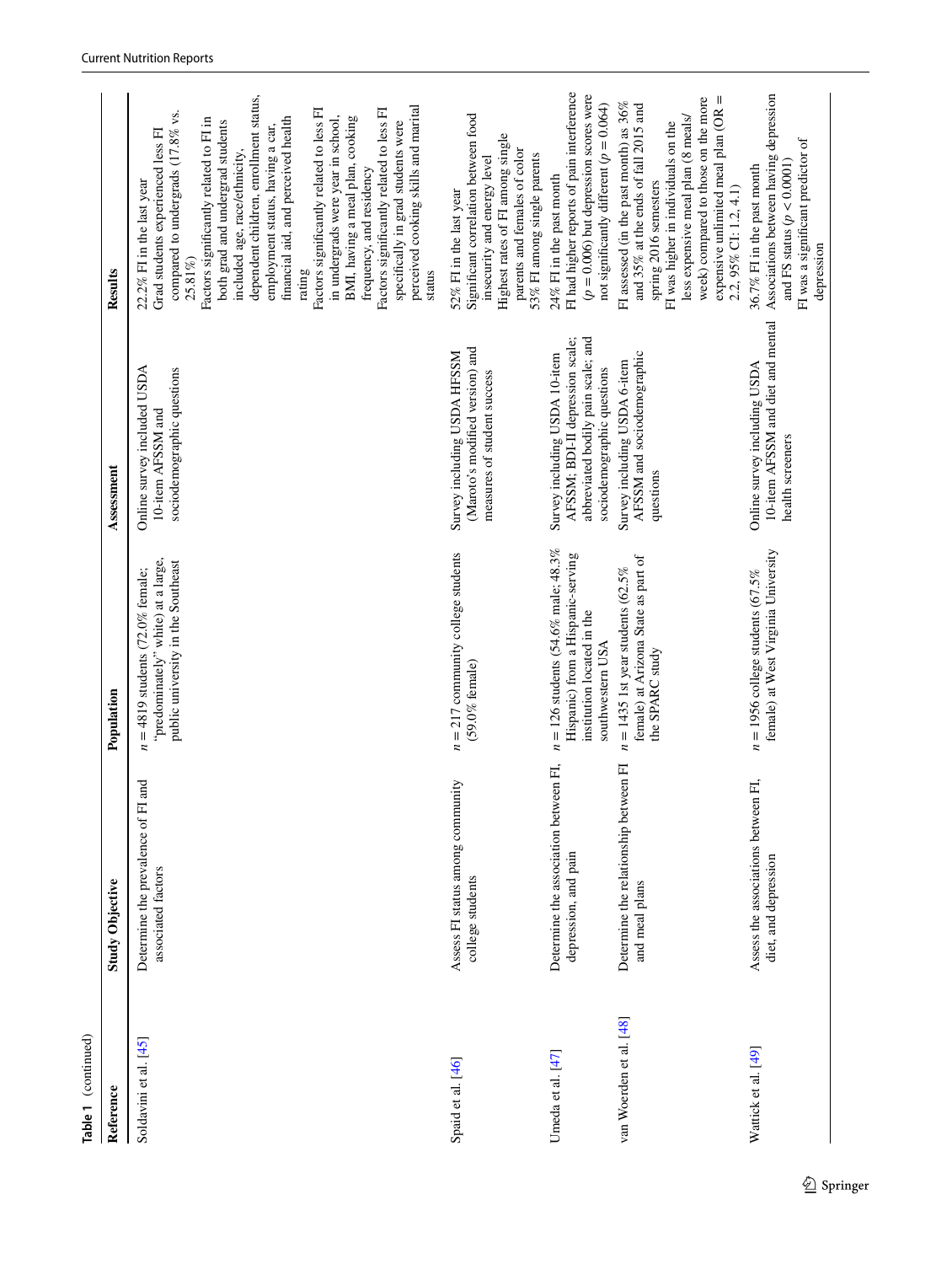**Table 1** (continued)

| Reference | Study Objective | Population | Assessment | Results |
|---|---|---|---|---|
| Soldavini et al. [45] | Determine the prevalence of FI and associated factors | $n = 4819$ students (72.0% female; "predominately" white) at a large, public university in the Southeast | Online survey included USDA 10-item AFSSM and sociodemographic questions | 22.2% FI in the last year<br>Grad students experienced less FI compared to undergrads (17.8% vs. 25.81%)<br>Factors significantly related to FI in both grad and undergrad students included age, race/ethnicity, dependent children, enrollment status, employment status, having a car, financial aid, and perceived health rating<br>Factors significantly related to less FI in undergrads were year in school, BMI, having a meal plan, cooking frequency, and residency<br>Factors significantly related to less FI specifically in grad students were perceived cooking skills and marital status |
| Spaid et al. [46] | Assess FI status among community college students | $n = 217$ community college students (59.0% female) | Survey including USDA HFSSM (Maroto's modified version) and measures of student success | 52% FI in the last year<br>Significant correlation between food insecurity and energy level<br>Highest rates of FI among single parents and females of color<br>53% FI among single parents |
| Umeda et al. [47] | Determine the association between FI, depression, and pain | $n = 126$ students (54.6% male; 48.3% Hispanic) from a Hispanic-serving institution located in the southwestern USA | Survey including USDA 10-item AFSSM; BDI-II depression scale; abbreviated bodily pain scale; and sociodemographic questions | 24% FI in the past month<br>FI had higher reports of pain interference ($p = 0.006$) but depression scores were not significantly different ($p = 0.064$) |
| van Woerden et al. [48] | Determine the relationship between FI and meal plans | $n = 1435$ 1st year students (62.5% female) at Arizona State as part of the SPARC study | Survey including USDA 6-item AFSSM and sociodemographic questions | FI assessed (in the past month) as 36% and 35% at the ends of fall 2015 and spring 2016 semesters<br>FI was higher in individuals on the less expensive meal plan (8 meals/week) compared to those on the more expensive unlimited meal plan (OR = 2.2, 95% CI: 1.2, 4.1) |
| Wattick et al. [49] | Assess the associations between FI, diet, and depression | $n = 1956$ college students (67.5% female) at West Virginia University | Online survey including USDA 10-item AFSSM and diet and mental health screeners | 36.7% FI in the past month<br>Associations between having depression and FS status ($p < 0.0001$)<br>FI was a significant predictor of depression |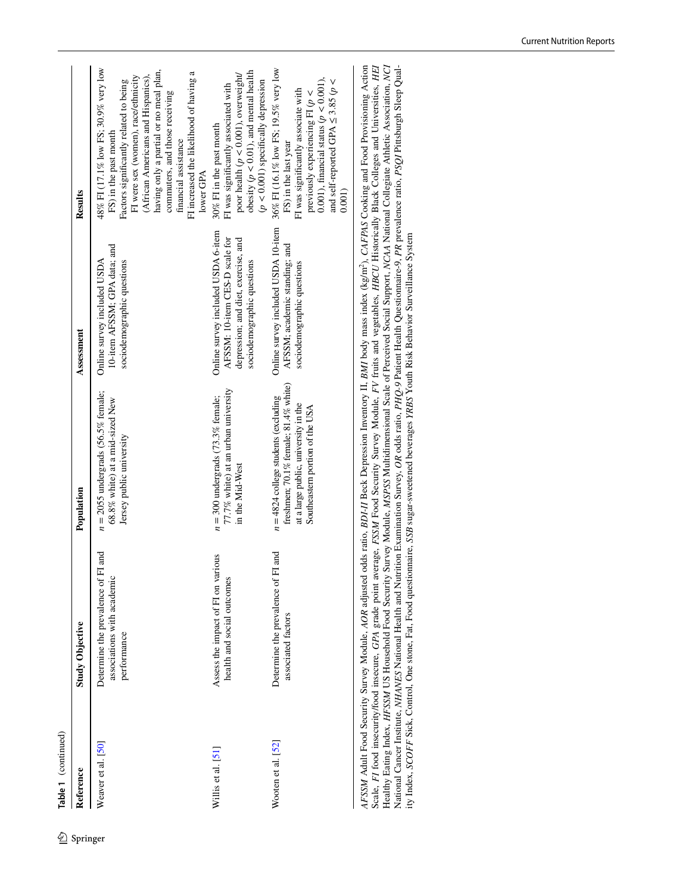**Table 1** (continued)

| Reference | Study Objective | Population | Assessment | Results |
|---|---|---|---|---|
| Weaver et al. [50] | Determine the prevalence of FI and associations with academic performance | $n = 2055$ undergrads (56.5% female; 68.8% white) at a mid-sized New Jersey public university | Online survey included USDA 10-item AFSSM; GPA data; and sociodemographic questions | 48% FI (17.1% low FS; 30.9% very low FS) in the past month<br>Factors significantly related to being FI were sex (women), race/ethnicity (African Americans and Hispanics), having only a partial or no meal plan, commuters, and those receiving financial assistance<br>FI increased the likelihood of having a lower GPA |
| Willis et al. [51] | Assess the impact of FI on various health and social outcomes | $n = 300$ undergrads (73.3% female; 77.7% white) at an urban university in the Mid-West | Online survey included USDA 6-item AFSSM; 10-item CES-D scale for depression; and diet, exercise, and sociodemographic questions | 30% FI in the past month<br>FI was significantly associated with poor health ($p < 0.001$), overweight/obesity ($p < 0.01$), and mental health ($p < 0.001$) specifically depression |
| Wooten et al. [52] | Determine the prevalence of FI and associated factors | $n = 4824$ college students (excluding freshmen; 70.1% female; 81.4% white) at a large public, university in the Southeastern portion of the USA | Online survey included USDA 10-item AFSSM; academic standing; and sociodemographic questions | 36% FI (16.1% low FS; 19.5% very low FS) in the last year<br>FI was significantly associate with previously experiencing FI ($p <$ 0.001), financial status ($p < 0.001$), and self-reported GPA $\leq 3.85$ ($p <$ 0.001) |

*AFSSM* Adult Food Security Survey Module, *AOR* adjusted odds ratio, *BDI-II* Beck Depression Inventory II, *BMI* body mass index (kg/m$^2$), *CAFPAS* Cooking and Food Provisioning Action Scale, *FI* food insecurity/food insecure, *GPA* grade point average, *FSSM* Food Security Survey Module, *FV* fruits and vegetables, *HBCU* Historically Black Colleges and Universities, *HEI* Healthy Eating Index, *HFSSM* US Household Food Security Survey Module, *MSPSS* Multidimensional Scale of Perceived Social Support, *NCAA* National Collegiate Athletic Association, *NCI* National Cancer Institute, *NHANES* National Health and Nutrition Examination Survey, *OR* odds ratio, *PHQ-9* Patient Health Questionnaire-9, *PR* prevalence ratio, *PSQI* Pittsburgh Sleep Quality Index, *SCOFF* Sick, Control, One stone, Fat, Food questionnaire, *SSB* sugar-sweetened beverages *YRBS* Youth Risk Behavior Surveillance System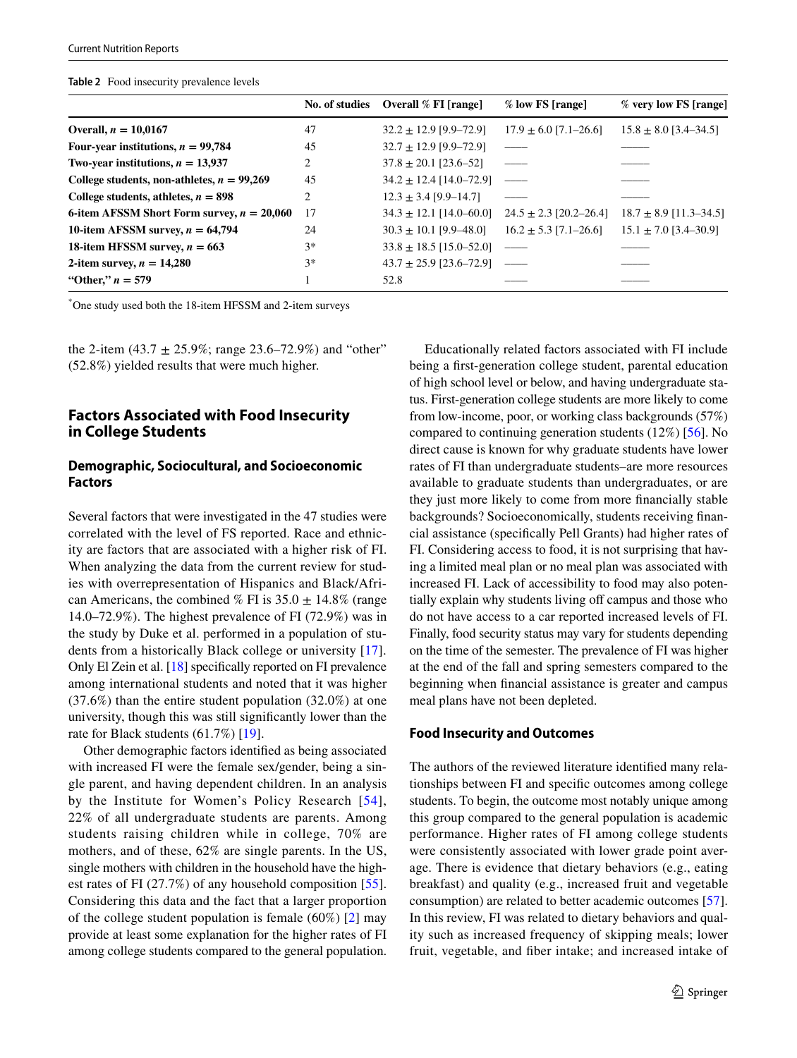**Table 2** Food insecurity prevalence levels

| | No. of studies | Overall % FI [range] | % low FS [range] | % very low FS [range] |
|---|---|---|---|---|
| **Overall, *n* = 10,0167** | 47 | 32.2 ± 12.9 [9.9–72.9] | 17.9 ± 6.0 [7.1–26.6] | 15.8 ± 8.0 [3.4–34.5] |
| **Four-year institutions, *n* = 99,784** | 45 | 32.7 ± 12.9 [9.9–72.9] | —— | —— |
| **Two-year institutions, *n* = 13,937** | 2 | 37.8 ± 20.1 [23.6–52] | —— | —— |
| **College students, non-athletes, *n* = 99,269** | 45 | 34.2 ± 12.4 [14.0–72.9] | —— | —— |
| **College students, athletes, *n* = 898** | 2 | 12.3 ± 3.4 [9.9–14.7] | —— | —— |
| **6-item AFSSM Short Form survey, *n* = 20,060** | 17 | 34.3 ± 12.1 [14.0–60.0] | 24.5 ± 2.3 [20.2–26.4] | 18.7 ± 8.9 [11.3–34.5] |
| **10-item AFSSM survey, *n* = 64,794** | 24 | 30.3 ± 10.1 [9.9–48.0] | 16.2 ± 5.3 [7.1–26.6] | 15.1 ± 7.0 [3.4–30.9] |
| **18-item HFSSM survey, *n* = 663** | 3* | 33.8 ± 18.5 [15.0–52.0] | —— | —— |
| **2-item survey, *n* = 14,280** | 3* | 43.7 ± 25.9 [23.6–72.9] | —— | —— |
| **"Other," *n* = 579** | 1 | 52.8 | —— | —— |

*One study used both the 18-item HFSSM and 2-item surveys

the 2-item (43.7 ± 25.9%; range 23.6–72.9%) and "other" (52.8%) yielded results that were much higher.

## Factors Associated with Food Insecurity in College Students

### Demographic, Sociocultural, and Socioeconomic Factors

Several factors that were investigated in the 47 studies were correlated with the level of FS reported. Race and ethnicity are factors that are associated with a higher risk of FI. When analyzing the data from the current review for studies with overrepresentation of Hispanics and Black/African Americans, the combined % FI is 35.0 ± 14.8% (range 14.0–72.9%). The highest prevalence of FI (72.9%) was in the study by Duke et al. performed in a population of students from a historically Black college or university [17]. Only El Zein et al. [18] specifically reported on FI prevalence among international students and noted that it was higher (37.6%) than the entire student population (32.0%) at one university, though this was still significantly lower than the rate for Black students (61.7%) [19].

Other demographic factors identified as being associated with increased FI were the female sex/gender, being a single parent, and having dependent children. In an analysis by the Institute for Women's Policy Research [54], 22% of all undergraduate students are parents. Among students raising children while in college, 70% are mothers, and of these, 62% are single parents. In the US, single mothers with children in the household have the highest rates of FI (27.7%) of any household composition [55]. Considering this data and the fact that a larger proportion of the college student population is female (60%) [2] may provide at least some explanation for the higher rates of FI among college students compared to the general population.

Educationally related factors associated with FI include being a first-generation college student, parental education of high school level or below, and having undergraduate status. First-generation college students are more likely to come from low-income, poor, or working class backgrounds (57%) compared to continuing generation students (12%) [56]. No direct cause is known for why graduate students have lower rates of FI than undergraduate students–are more resources available to graduate students than undergraduates, or are they just more likely to come from more financially stable backgrounds? Socioeconomically, students receiving financial assistance (specifically Pell Grants) had higher rates of FI. Considering access to food, it is not surprising that having a limited meal plan or no meal plan was associated with increased FI. Lack of accessibility to food may also potentially explain why students living off campus and those who do not have access to a car reported increased levels of FI. Finally, food security status may vary for students depending on the time of the semester. The prevalence of FI was higher at the end of the fall and spring semesters compared to the beginning when financial assistance is greater and campus meal plans have not been depleted.

### Food Insecurity and Outcomes

The authors of the reviewed literature identified many relationships between FI and specific outcomes among college students. To begin, the outcome most notably unique among this group compared to the general population is academic performance. Higher rates of FI among college students were consistently associated with lower grade point average. There is evidence that dietary behaviors (e.g., eating breakfast) and quality (e.g., increased fruit and vegetable consumption) are related to better academic outcomes [57]. In this review, FI was related to dietary behaviors and quality such as increased frequency of skipping meals; lower fruit, vegetable, and fiber intake; and increased intake of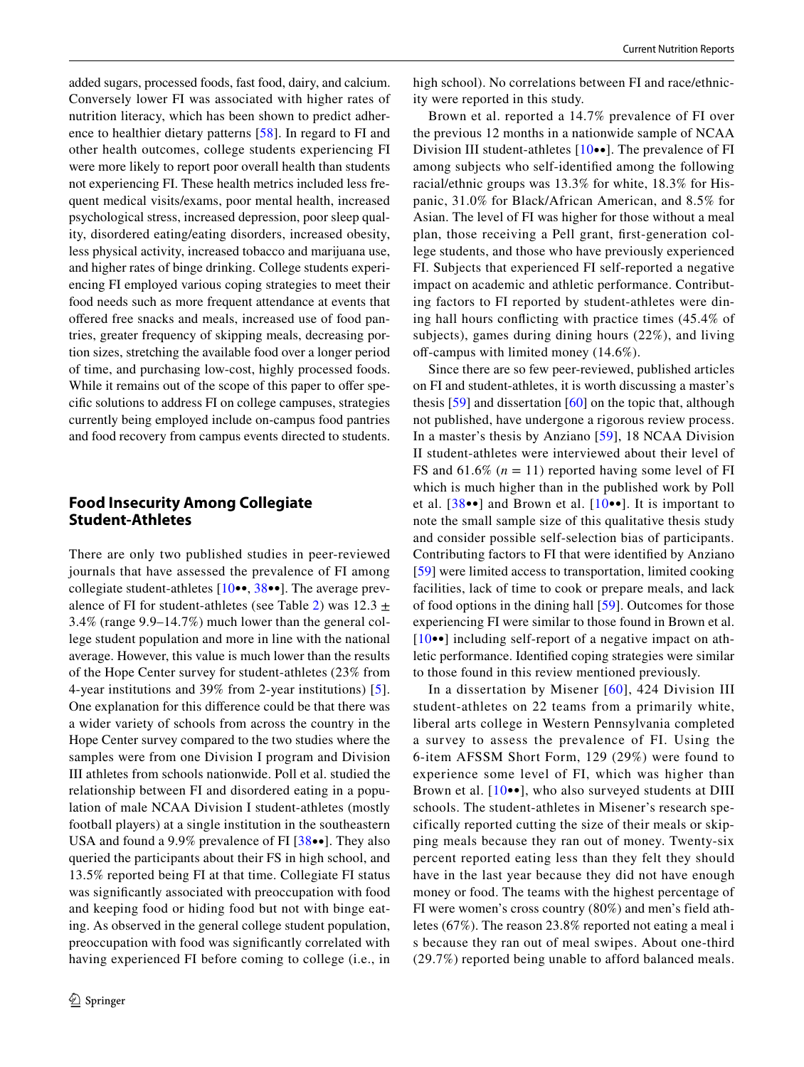added sugars, processed foods, fast food, dairy, and calcium. Conversely lower FI was associated with higher rates of nutrition literacy, which has been shown to predict adherence to healthier dietary patterns [58]. In regard to FI and other health outcomes, college students experiencing FI were more likely to report poor overall health than students not experiencing FI. These health metrics included less frequent medical visits/exams, poor mental health, increased psychological stress, increased depression, poor sleep quality, disordered eating/eating disorders, increased obesity, less physical activity, increased tobacco and marijuana use, and higher rates of binge drinking. College students experiencing FI employed various coping strategies to meet their food needs such as more frequent attendance at events that offered free snacks and meals, increased use of food pantries, greater frequency of skipping meals, decreasing portion sizes, stretching the available food over a longer period of time, and purchasing low-cost, highly processed foods. While it remains out of the scope of this paper to offer specific solutions to address FI on college campuses, strategies currently being employed include on-campus food pantries and food recovery from campus events directed to students.

## Food Insecurity Among Collegiate Student-Athletes

There are only two published studies in peer-reviewed journals that have assessed the prevalence of FI among collegiate student-athletes [10••, 38••]. The average prevalence of FI for student-athletes (see Table 2) was 12.3 ± 3.4% (range 9.9–14.7%) much lower than the general college student population and more in line with the national average. However, this value is much lower than the results of the Hope Center survey for student-athletes (23% from 4-year institutions and 39% from 2-year institutions) [5]. One explanation for this difference could be that there was a wider variety of schools from across the country in the Hope Center survey compared to the two studies where the samples were from one Division I program and Division III athletes from schools nationwide. Poll et al. studied the relationship between FI and disordered eating in a population of male NCAA Division I student-athletes (mostly football players) at a single institution in the southeastern USA and found a 9.9% prevalence of FI [38••]. They also queried the participants about their FS in high school, and 13.5% reported being FI at that time. Collegiate FI status was significantly associated with preoccupation with food and keeping food or hiding food but not with binge eating. As observed in the general college student population, preoccupation with food was significantly correlated with having experienced FI before coming to college (i.e., in high school). No correlations between FI and race/ethnicity were reported in this study.

Brown et al. reported a 14.7% prevalence of FI over the previous 12 months in a nationwide sample of NCAA Division III student-athletes [10••]. The prevalence of FI among subjects who self-identified among the following racial/ethnic groups was 13.3% for white, 18.3% for Hispanic, 31.0% for Black/African American, and 8.5% for Asian. The level of FI was higher for those without a meal plan, those receiving a Pell grant, first-generation college students, and those who have previously experienced FI. Subjects that experienced FI self-reported a negative impact on academic and athletic performance. Contributing factors to FI reported by student-athletes were dining hall hours conflicting with practice times (45.4% of subjects), games during dining hours (22%), and living off-campus with limited money (14.6%).

Since there are so few peer-reviewed, published articles on FI and student-athletes, it is worth discussing a master's thesis [59] and dissertation [60] on the topic that, although not published, have undergone a rigorous review process. In a master's thesis by Anziano [59], 18 NCAA Division II student-athletes were interviewed about their level of FS and 61.6% ($n$ = 11) reported having some level of FI which is much higher than in the published work by Poll et al. [38••] and Brown et al. [10••]. It is important to note the small sample size of this qualitative thesis study and consider possible self-selection bias of participants. Contributing factors to FI that were identified by Anziano [59] were limited access to transportation, limited cooking facilities, lack of time to cook or prepare meals, and lack of food options in the dining hall [59]. Outcomes for those experiencing FI were similar to those found in Brown et al. [10••] including self-report of a negative impact on athletic performance. Identified coping strategies were similar to those found in this review mentioned previously.

In a dissertation by Misener [60], 424 Division III student-athletes on 22 teams from a primarily white, liberal arts college in Western Pennsylvania completed a survey to assess the prevalence of FI. Using the 6-item AFSSM Short Form, 129 (29%) were found to experience some level of FI, which was higher than Brown et al. [10••], who also surveyed students at DIII schools. The student-athletes in Misener's research specifically reported cutting the size of their meals or skipping meals because they ran out of money. Twenty-six percent reported eating less than they felt they should have in the last year because they did not have enough money or food. The teams with the highest percentage of FI were women's cross country (80%) and men's field athletes (67%). The reason 23.8% reported not eating a meal i s because they ran out of meal swipes. About one-third (29.7%) reported being unable to afford balanced meals.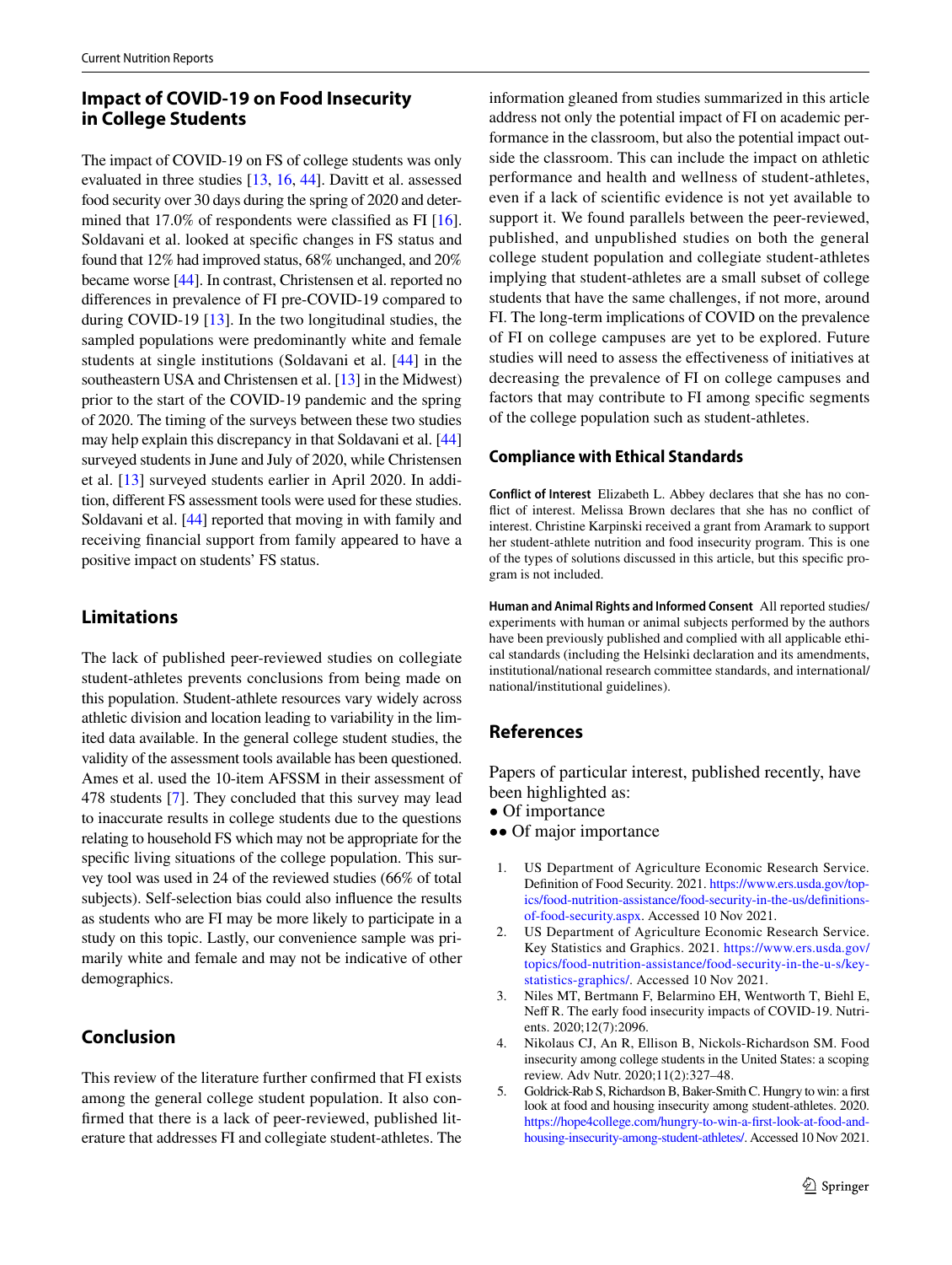## Impact of COVID-19 on Food Insecurity in College Students

The impact of COVID-19 on FS of college students was only evaluated in three studies [13, 16, 44]. Davitt et al. assessed food security over 30 days during the spring of 2020 and determined that 17.0% of respondents were classified as FI [16]. Soldavani et al. looked at specific changes in FS status and found that 12% had improved status, 68% unchanged, and 20% became worse [44]. In contrast, Christensen et al. reported no differences in prevalence of FI pre-COVID-19 compared to during COVID-19 [13]. In the two longitudinal studies, the sampled populations were predominantly white and female students at single institutions (Soldavani et al. [44] in the southeastern USA and Christensen et al. [13] in the Midwest) prior to the start of the COVID-19 pandemic and the spring of 2020. The timing of the surveys between these two studies may help explain this discrepancy in that Soldavani et al. [44] surveyed students in June and July of 2020, while Christensen et al. [13] surveyed students earlier in April 2020. In addition, different FS assessment tools were used for these studies. Soldavani et al. [44] reported that moving in with family and receiving financial support from family appeared to have a positive impact on students' FS status.

## Limitations

The lack of published peer-reviewed studies on collegiate student-athletes prevents conclusions from being made on this population. Student-athlete resources vary widely across athletic division and location leading to variability in the limited data available. In the general college student studies, the validity of the assessment tools available has been questioned. Ames et al. used the 10-item AFSSM in their assessment of 478 students [7]. They concluded that this survey may lead to inaccurate results in college students due to the questions relating to household FS which may not be appropriate for the specific living situations of the college population. This survey tool was used in 24 of the reviewed studies (66% of total subjects). Self-selection bias could also influence the results as students who are FI may be more likely to participate in a study on this topic. Lastly, our convenience sample was primarily white and female and may not be indicative of other demographics.

## Conclusion

This review of the literature further confirmed that FI exists among the general college student population. It also confirmed that there is a lack of peer-reviewed, published literature that addresses FI and collegiate student-athletes. The information gleaned from studies summarized in this article address not only the potential impact of FI on academic performance in the classroom, but also the potential impact outside the classroom. This can include the impact on athletic performance and health and wellness of student-athletes, even if a lack of scientific evidence is not yet available to support it. We found parallels between the peer-reviewed, published, and unpublished studies on both the general college student population and collegiate student-athletes implying that student-athletes are a small subset of college students that have the same challenges, if not more, around FI. The long-term implications of COVID on the prevalence of FI on college campuses are yet to be explored. Future studies will need to assess the effectiveness of initiatives at decreasing the prevalence of FI on college campuses and factors that may contribute to FI among specific segments of the college population such as student-athletes.

### Compliance with Ethical Standards

**Conflict of Interest** Elizabeth L. Abbey declares that she has no conflict of interest. Melissa Brown declares that she has no conflict of interest. Christine Karpinski received a grant from Aramark to support her student-athlete nutrition and food insecurity program. This is one of the types of solutions discussed in this article, but this specific program is not included.

**Human and Animal Rights and Informed Consent** All reported studies/experiments with human or animal subjects performed by the authors have been previously published and complied with all applicable ethical standards (including the Helsinki declaration and its amendments, institutional/national research committee standards, and international/national/institutional guidelines).

## References

Papers of particular interest, published recently, have been highlighted as:
- • Of importance
- •• Of major importance

1. US Department of Agriculture Economic Research Service. Definition of Food Security. 2021. https://www.ers.usda.gov/topics/food-nutrition-assistance/food-security-in-the-us/definitions-of-food-security.aspx. Accessed 10 Nov 2021.
2. US Department of Agriculture Economic Research Service. Key Statistics and Graphics. 2021. https://www.ers.usda.gov/topics/food-nutrition-assistance/food-security-in-the-u-s/key-statistics-graphics/. Accessed 10 Nov 2021.
3. Niles MT, Bertmann F, Belarmino EH, Wentworth T, Biehl E, Neff R. The early food insecurity impacts of COVID-19. Nutrients. 2020;12(7):2096.
4. Nikolaus CJ, An R, Ellison B, Nickols-Richardson SM. Food insecurity among college students in the United States: a scoping review. Adv Nutr. 2020;11(2):327–48.
5. Goldrick-Rab S, Richardson B, Baker-Smith C. Hungry to win: a first look at food and housing insecurity among student-athletes. 2020. https://hope4college.com/hungry-to-win-a-first-look-at-food-and-housing-insecurity-among-student-athletes/. Accessed 10 Nov 2021.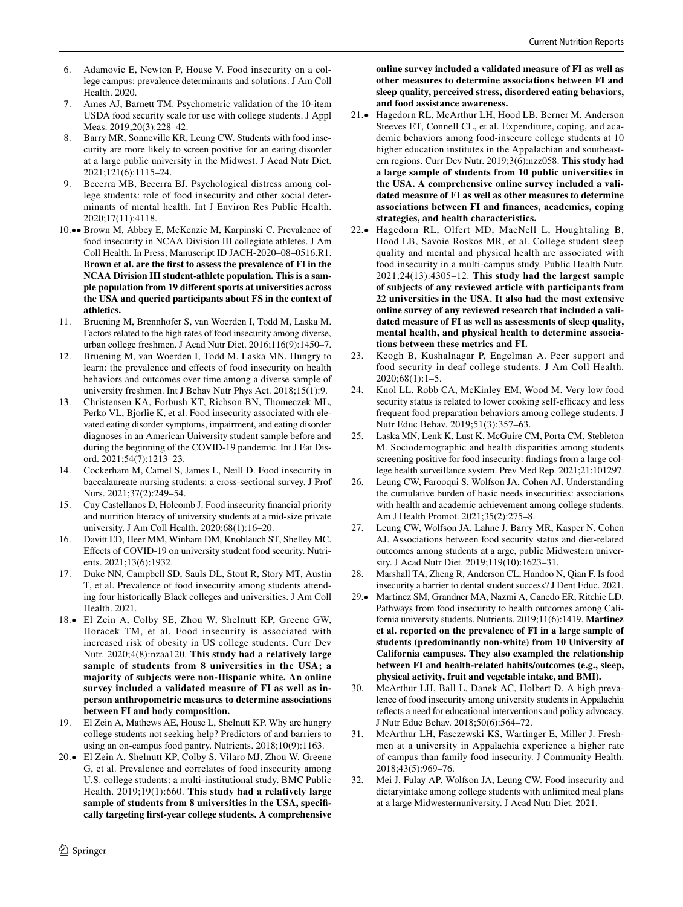6. Adamovic E, Newton P, House V. Food insecurity on a college campus: prevalence determinants and solutions. J Am Coll Health. 2020.
7. Ames AJ, Barnett TM. Psychometric validation of the 10-item USDA food security scale for use with college students. J Appl Meas. 2019;20(3):228–42.
8. Barry MR, Sonneville KR, Leung CW. Students with food insecurity are more likely to screen positive for an eating disorder at a large public university in the Midwest. J Acad Nutr Diet. 2021;121(6):1115–24.
9. Becerra MB, Becerra BJ. Psychological distress among college students: role of food insecurity and other social determinants of mental health. Int J Environ Res Public Health. 2020;17(11):4118.
10.•• Brown M, Abbey E, McKenzie M, Karpinski C. Prevalence of food insecurity in NCAA Division III collegiate athletes. J Am Coll Health. In Press; Manuscript ID JACH-2020–08–0516.R1. **Brown et al. are the first to assess the prevalence of FI in the NCAA Division III student-athlete population. This is a sample population from 19 different sports at universities across the USA and queried participants about FS in the context of athletics.**
11. Bruening M, Brennhofer S, van Woerden I, Todd M, Laska M. Factors related to the high rates of food insecurity among diverse, urban college freshmen. J Acad Nutr Diet. 2016;116(9):1450–7.
12. Bruening M, van Woerden I, Todd M, Laska MN. Hungry to learn: the prevalence and effects of food insecurity on health behaviors and outcomes over time among a diverse sample of university freshmen. Int J Behav Nutr Phys Act. 2018;15(1):9.
13. Christensen KA, Forbush KT, Richson BN, Thomeczek ML, Perko VL, Bjorlie K, et al. Food insecurity associated with elevated eating disorder symptoms, impairment, and eating disorder diagnoses in an American University student sample before and during the beginning of the COVID-19 pandemic. Int J Eat Disord. 2021;54(7):1213–23.
14. Cockerham M, Camel S, James L, Neill D. Food insecurity in baccalaureate nursing students: a cross-sectional survey. J Prof Nurs. 2021;37(2):249–54.
15. Cuy Castellanos D, Holcomb J. Food insecurity financial priority and nutrition literacy of university students at a mid-size private university. J Am Coll Health. 2020;68(1):16–20.
16. Davitt ED, Heer MM, Winham DM, Knoblauch ST, Shelley MC. Effects of COVID-19 on university student food security. Nutrients. 2021;13(6):1932.
17. Duke NN, Campbell SD, Sauls DL, Stout R, Story MT, Austin T, et al. Prevalence of food insecurity among students attending four historically Black colleges and universities. J Am Coll Health. 2021.
18.• El Zein A, Colby SE, Zhou W, Shelnutt KP, Greene GW, Horacek TM, et al. Food insecurity is associated with increased risk of obesity in US college students. Curr Dev Nutr. 2020;4(8):nzaa120. **This study had a relatively large sample of students from 8 universities in the USA; a majority of subjects were non-Hispanic white. An online survey included a validated measure of FI as well as in-person anthropometric measures to determine associations between FI and body composition.**
19. El Zein A, Mathews AE, House L, Shelnutt KP. Why are hungry college students not seeking help? Predictors of and barriers to using an on-campus food pantry. Nutrients. 2018;10(9):1163.
20.• El Zein A, Shelnutt KP, Colby S, Vilaro MJ, Zhou W, Greene G, et al. Prevalence and correlates of food insecurity among U.S. college students: a multi-institutional study. BMC Public Health. 2019;19(1):660. **This study had a relatively large sample of students from 8 universities in the USA, specifically targeting first-year college students. A comprehensive online survey included a validated measure of FI as well as other measures to determine associations between FI and sleep quality, perceived stress, disordered eating behaviors, and food assistance awareness.**
21.• Hagedorn RL, McArthur LH, Hood LB, Berner M, Anderson Steeves ET, Connell CL, et al. Expenditure, coping, and academic behaviors among food-insecure college students at 10 higher education institutes in the Appalachian and southeastern regions. Curr Dev Nutr. 2019;3(6):nzz058. **This study had a large sample of students from 10 public universities in the USA. A comprehensive online survey included a validated measure of FI as well as other measures to determine associations between FI and finances, academics, coping strategies, and health characteristics.**
22.• Hagedorn RL, Olfert MD, MacNell L, Houghtaling B, Hood LB, Savoie Roskos MR, et al. College student sleep quality and mental and physical health are associated with food insecurity in a multi-campus study. Public Health Nutr. 2021;24(13):4305–12. **This study had the largest sample of subjects of any reviewed article with participants from 22 universities in the USA. It also had the most extensive online survey of any reviewed research that included a validated measure of FI as well as assessments of sleep quality, mental health, and physical health to determine associations between these metrics and FI.**
23. Keogh B, Kushalnagar P, Engelman A. Peer support and food security in deaf college students. J Am Coll Health. 2020;68(1):1–5.
24. Knol LL, Robb CA, McKinley EM, Wood M. Very low food security status is related to lower cooking self-efficacy and less frequent food preparation behaviors among college students. J Nutr Educ Behav. 2019;51(3):357–63.
25. Laska MN, Lenk K, Lust K, McGuire CM, Porta CM, Stebleton M. Sociodemographic and health disparities among students screening positive for food insecurity: findings from a large college health surveillance system. Prev Med Rep. 2021;21:101297.
26. Leung CW, Farooqui S, Wolfson JA, Cohen AJ. Understanding the cumulative burden of basic needs insecurities: associations with health and academic achievement among college students. Am J Health Promot. 2021;35(2):275–8.
27. Leung CW, Wolfson JA, Lahne J, Barry MR, Kasper N, Cohen AJ. Associations between food security status and diet-related outcomes among students at a arge, public Midwestern university. J Acad Nutr Diet. 2019;119(10):1623–31.
28. Marshall TA, Zheng R, Anderson CL, Handoo N, Qian F. Is food insecurity a barrier to dental student success? J Dent Educ. 2021.
29.• Martinez SM, Grandner MA, Nazmi A, Canedo ER, Ritchie LD. Pathways from food insecurity to health outcomes among California university students. Nutrients. 2019;11(6):1419. **Martinez et al. reported on the prevalence of FI in a large sample of students (predominantly non-white) from 10 University of California campuses. They also exampled the relationship between FI and health-related habits/outcomes (e.g., sleep, physical activity, fruit and vegetable intake, and BMI).**
30. McArthur LH, Ball L, Danek AC, Holbert D. A high prevalence of food insecurity among university students in Appalachia reflects a need for educational interventions and policy advocacy. J Nutr Educ Behav. 2018;50(6):564–72.
31. McArthur LH, Fasczewski KS, Wartinger E, Miller J. Freshmen at a university in Appalachia experience a higher rate of campus than family food insecurity. J Community Health. 2018;43(5):969–76.
32. Mei J, Fulay AP, Wolfson JA, Leung CW. Food insecurity and dietaryintake among college students with unlimited meal plans at a large Midwesternuniversity. J Acad Nutr Diet. 2021.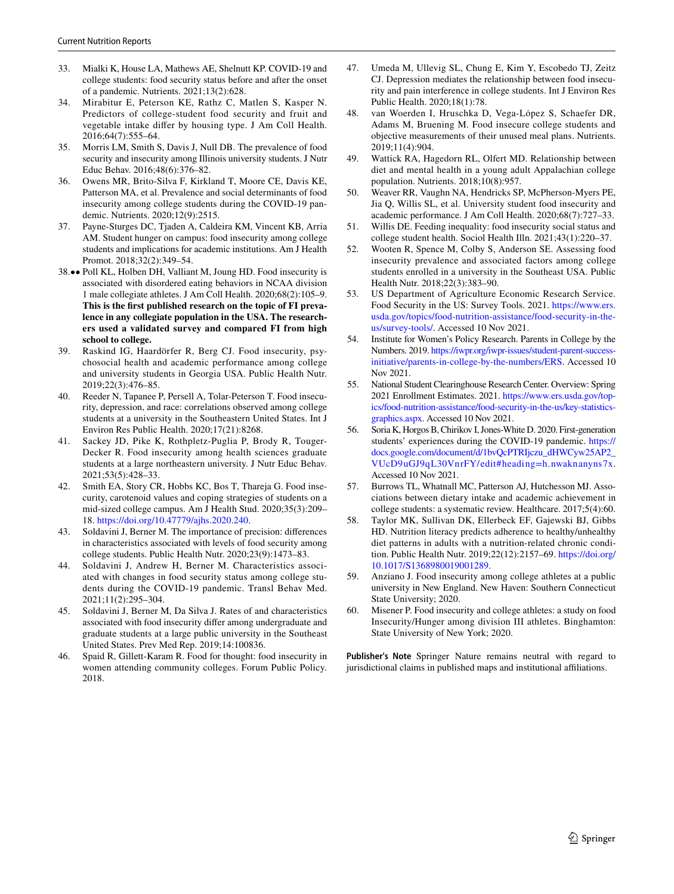33. Mialki K, House LA, Mathews AE, Shelnutt KP. COVID-19 and college students: food security status before and after the onset of a pandemic. Nutrients. 2021;13(2):628.
34. Mirabitur E, Peterson KE, Rathz C, Matlen S, Kasper N. Predictors of college-student food security and fruit and vegetable intake differ by housing type. J Am Coll Health. 2016;64(7):555–64.
35. Morris LM, Smith S, Davis J, Null DB. The prevalence of food security and insecurity among Illinois university students. J Nutr Educ Behav. 2016;48(6):376–82.
36. Owens MR, Brito-Silva F, Kirkland T, Moore CE, Davis KE, Patterson MA, et al. Prevalence and social determinants of food insecurity among college students during the COVID-19 pandemic. Nutrients. 2020;12(9):2515.
37. Payne-Sturges DC, Tjaden A, Caldeira KM, Vincent KB, Arria AM. Student hunger on campus: food insecurity among college students and implications for academic institutions. Am J Health Promot. 2018;32(2):349–54.
38.•• Poll KL, Holben DH, Valliant M, Joung HD. Food insecurity is associated with disordered eating behaviors in NCAA division 1 male collegiate athletes. J Am Coll Health. 2020;68(2):105–9. **This is the first published research on the topic of FI prevalence in any collegiate population in the USA. The researchers used a validated survey and compared FI from high school to college.**
39. Raskind IG, Haardörfer R, Berg CJ. Food insecurity, psychosocial health and academic performance among college and university students in Georgia USA. Public Health Nutr. 2019;22(3):476–85.
40. Reeder N, Tapanee P, Persell A, Tolar-Peterson T. Food insecurity, depression, and race: correlations observed among college students at a university in the Southeastern United States. Int J Environ Res Public Health. 2020;17(21):8268.
41. Sackey JD, Pike K, Rothpletz-Puglia P, Brody R, Touger-Decker R. Food insecurity among health sciences graduate students at a large northeastern university. J Nutr Educ Behav. 2021;53(5):428–33.
42. Smith EA, Story CR, Hobbs KC, Bos T, Thareja G. Food insecurity, carotenoid values and coping strategies of students on a mid-sized college campus. Am J Health Stud. 2020;35(3):209–18. https://doi.org/10.47779/ajhs.2020.240.
43. Soldavini J, Berner M. The importance of precision: differences in characteristics associated with levels of food security among college students. Public Health Nutr. 2020;23(9):1473–83.
44. Soldavini J, Andrew H, Berner M. Characteristics associated with changes in food security status among college students during the COVID-19 pandemic. Transl Behav Med. 2021;11(2):295–304.
45. Soldavini J, Berner M, Da Silva J. Rates of and characteristics associated with food insecurity differ among undergraduate and graduate students at a large public university in the Southeast United States. Prev Med Rep. 2019;14:100836.
46. Spaid R, Gillett-Karam R. Food for thought: food insecurity in women attending community colleges. Forum Public Policy. 2018.
47. Umeda M, Ullevig SL, Chung E, Kim Y, Escobedo TJ, Zeitz CJ. Depression mediates the relationship between food insecurity and pain interference in college students. Int J Environ Res Public Health. 2020;18(1):78.
48. van Woerden I, Hruschka D, Vega-López S, Schaefer DR, Adams M, Bruening M. Food insecure college students and objective measurements of their unused meal plans. Nutrients. 2019;11(4):904.
49. Wattick RA, Hagedorn RL, Olfert MD. Relationship between diet and mental health in a young adult Appalachian college population. Nutrients. 2018;10(8):957.
50. Weaver RR, Vaughn NA, Hendricks SP, McPherson-Myers PE, Jia Q, Willis SL, et al. University student food insecurity and academic performance. J Am Coll Health. 2020;68(7):727–33.
51. Willis DE. Feeding inequality: food insecurity social status and college student health. Sociol Health Illn. 2021;43(1):220–37.
52. Wooten R, Spence M, Colby S, Anderson SE. Assessing food insecurity prevalence and associated factors among college students enrolled in a university in the Southeast USA. Public Health Nutr. 2018;22(3):383–90.
53. US Department of Agriculture Economic Research Service. Food Security in the US: Survey Tools. 2021. https://www.ers.usda.gov/topics/food-nutrition-assistance/food-security-in-the-us/survey-tools/. Accessed 10 Nov 2021.
54. Institute for Women's Policy Research. Parents in College by the Numbers. 2019. https://iwpr.org/iwpr-issues/student-parent-success-initiative/parents-in-college-by-the-numbers/ERS. Accessed 10 Nov 2021.
55. National Student Clearinghouse Research Center. Overview: Spring 2021 Enrollment Estimates. 2021. https://www.ers.usda.gov/topics/food-nutrition-assistance/food-security-in-the-us/key-statistics-graphics.aspx. Accessed 10 Nov 2021.
56. Soria K, Horgos B, Chirikov I, Jones-White D. 2020. First-generation students' experiences during the COVID-19 pandemic. https://docs.google.com/document/d/1bvQcPTRIjczu_dHWCyw25AP2_VUcD9uGJ9qL30VnrFY/edit#heading=h.nwaknanyns7x. Accessed 10 Nov 2021.
57. Burrows TL, Whatnall MC, Patterson AJ, Hutchesson MJ. Associations between dietary intake and academic achievement in college students: a systematic review. Healthcare. 2017;5(4):60.
58. Taylor MK, Sullivan DK, Ellerbeck EF, Gajewski BJ, Gibbs HD. Nutrition literacy predicts adherence to healthy/unhealthy diet patterns in adults with a nutrition-related chronic condition. Public Health Nutr. 2019;22(12):2157–69. https://doi.org/10.1017/S1368980019001289.
59. Anziano J. Food insecurity among college athletes at a public university in New England. New Haven: Southern Connecticut State University; 2020.
60. Misener P. Food insecurity and college athletes: a study on food Insecurity/Hunger among division III athletes. Binghamton: State University of New York; 2020.

**Publisher's Note** Springer Nature remains neutral with regard to jurisdictional claims in published maps and institutional affiliations.